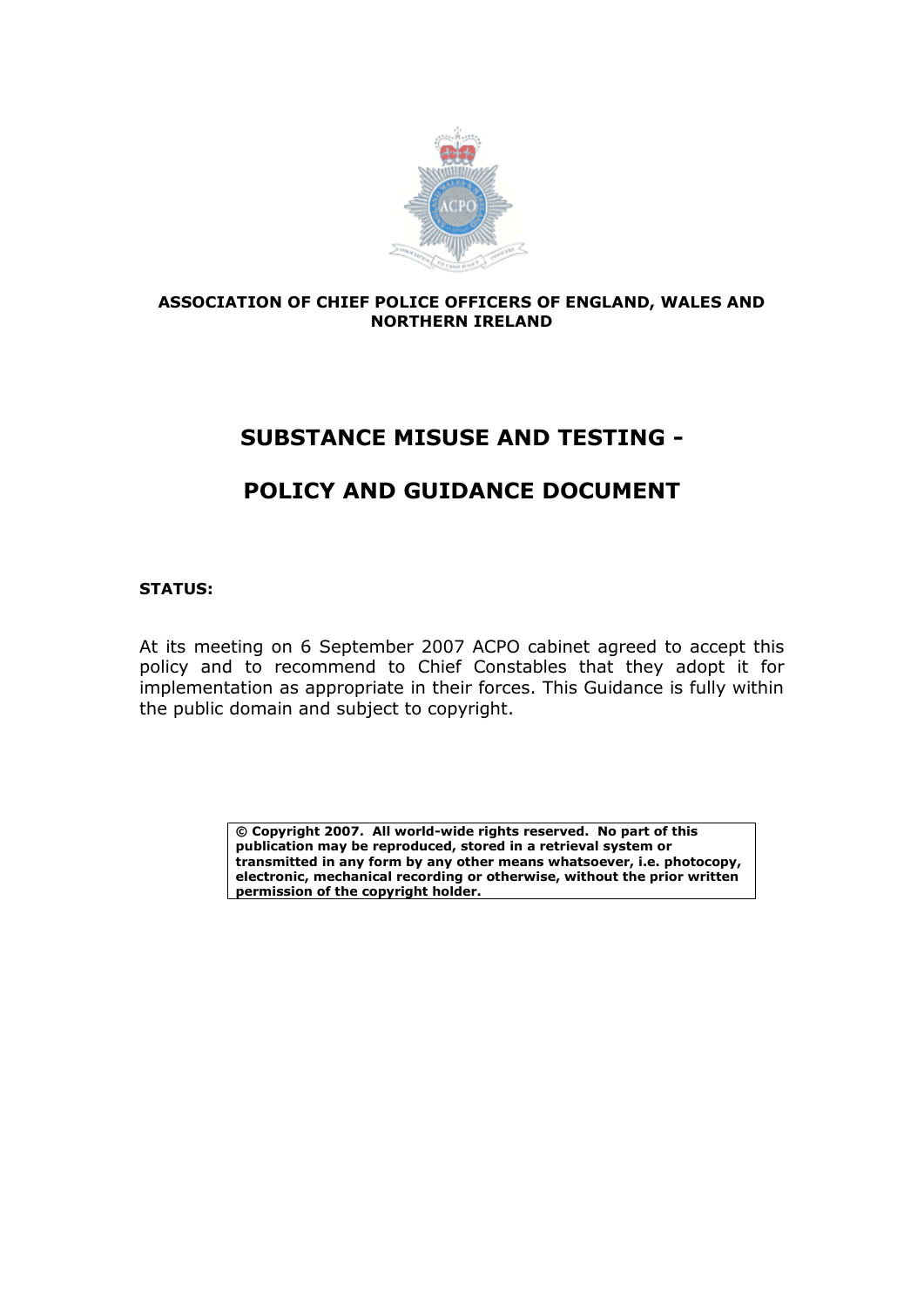**ASSOCIATION OF CHIEF POLICE OFFICERS OF ENGLAND, WALES AND NORTHERN IRELAND**

# SUBSTANCE MISUSE AND TESTING -

# POLICY AND GUIDANCE DOCUMENT

**STATUS:**

At its meeting on 6 September 2007 ACPO cabinet agreed to accept this policy and to recommend to Chief Constables that they adopt it for implementation as appropriate in their forces. This Guidance is fully within the public domain and subject to copyright.

**© Copyright 2007. All world-wide rights reserved. No part of this publication may be reproduced, stored in a retrieval system or transmitted in any form by any other means whatsoever, i.e. photocopy, electronic, mechanical recording or otherwise, without the prior written permission of the copyright holder.**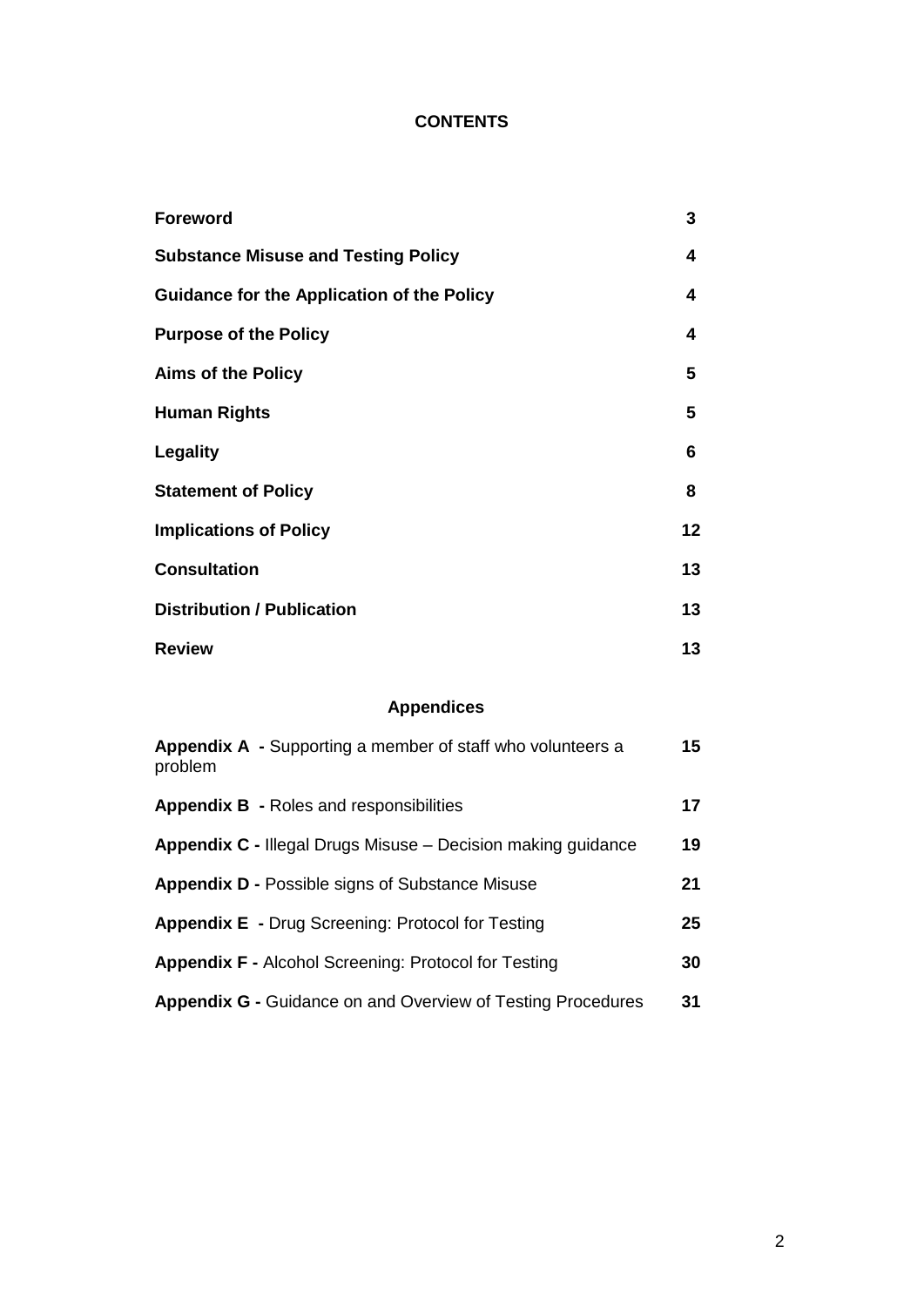# CONTENTS

| | |
|---|---|
| **Foreword** | **3** |
| **Substance Misuse and Testing Policy** | **4** |
| **Guidance for the Application of the Policy** | **4** |
| **Purpose of the Policy** | **4** |
| **Aims of the Policy** | **5** |
| **Human Rights** | **5** |
| **Legality** | **6** |
| **Statement of Policy** | **8** |
| **Implications of Policy** | **12** |
| **Consultation** | **13** |
| **Distribution / Publication** | **13** |
| **Review** | **13** |

## Appendices

| | |
|---|---|
| **Appendix A -** Supporting a member of staff who volunteers a problem | **15** |
| **Appendix B -** Roles and responsibilities | **17** |
| **Appendix C -** Illegal Drugs Misuse – Decision making guidance | **19** |
| **Appendix D -** Possible signs of Substance Misuse | **21** |
| **Appendix E -** Drug Screening: Protocol for Testing | **25** |
| **Appendix F -** Alcohol Screening: Protocol for Testing | **30** |
| **Appendix G -** Guidance on and Overview of Testing Procedures | **31** |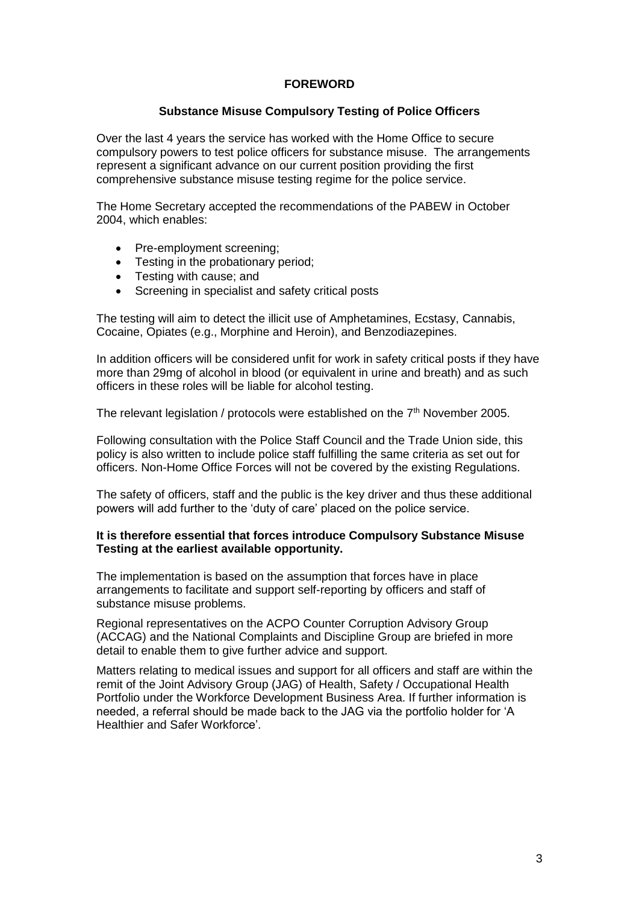# FOREWORD

## Substance Misuse Compulsory Testing of Police Officers

Over the last 4 years the service has worked with the Home Office to secure compulsory powers to test police officers for substance misuse. The arrangements represent a significant advance on our current position providing the first comprehensive substance misuse testing regime for the police service.

The Home Secretary accepted the recommendations of the PABEW in October 2004, which enables:

- Pre-employment screening;
- Testing in the probationary period;
- Testing with cause; and
- Screening in specialist and safety critical posts

The testing will aim to detect the illicit use of Amphetamines, Ecstasy, Cannabis, Cocaine, Opiates (e.g., Morphine and Heroin), and Benzodiazepines.

In addition officers will be considered unfit for work in safety critical posts if they have more than 29mg of alcohol in blood (or equivalent in urine and breath) and as such officers in these roles will be liable for alcohol testing.

The relevant legislation / protocols were established on the 7th November 2005.

Following consultation with the Police Staff Council and the Trade Union side, this policy is also written to include police staff fulfilling the same criteria as set out for officers. Non-Home Office Forces will not be covered by the existing Regulations.

The safety of officers, staff and the public is the key driver and thus these additional powers will add further to the 'duty of care' placed on the police service.

**It is therefore essential that forces introduce Compulsory Substance Misuse Testing at the earliest available opportunity.**

The implementation is based on the assumption that forces have in place arrangements to facilitate and support self-reporting by officers and staff of substance misuse problems.

Regional representatives on the ACPO Counter Corruption Advisory Group (ACCAG) and the National Complaints and Discipline Group are briefed in more detail to enable them to give further advice and support.

Matters relating to medical issues and support for all officers and staff are within the remit of the Joint Advisory Group (JAG) of Health, Safety / Occupational Health Portfolio under the Workforce Development Business Area. If further information is needed, a referral should be made back to the JAG via the portfolio holder for 'A Healthier and Safer Workforce'.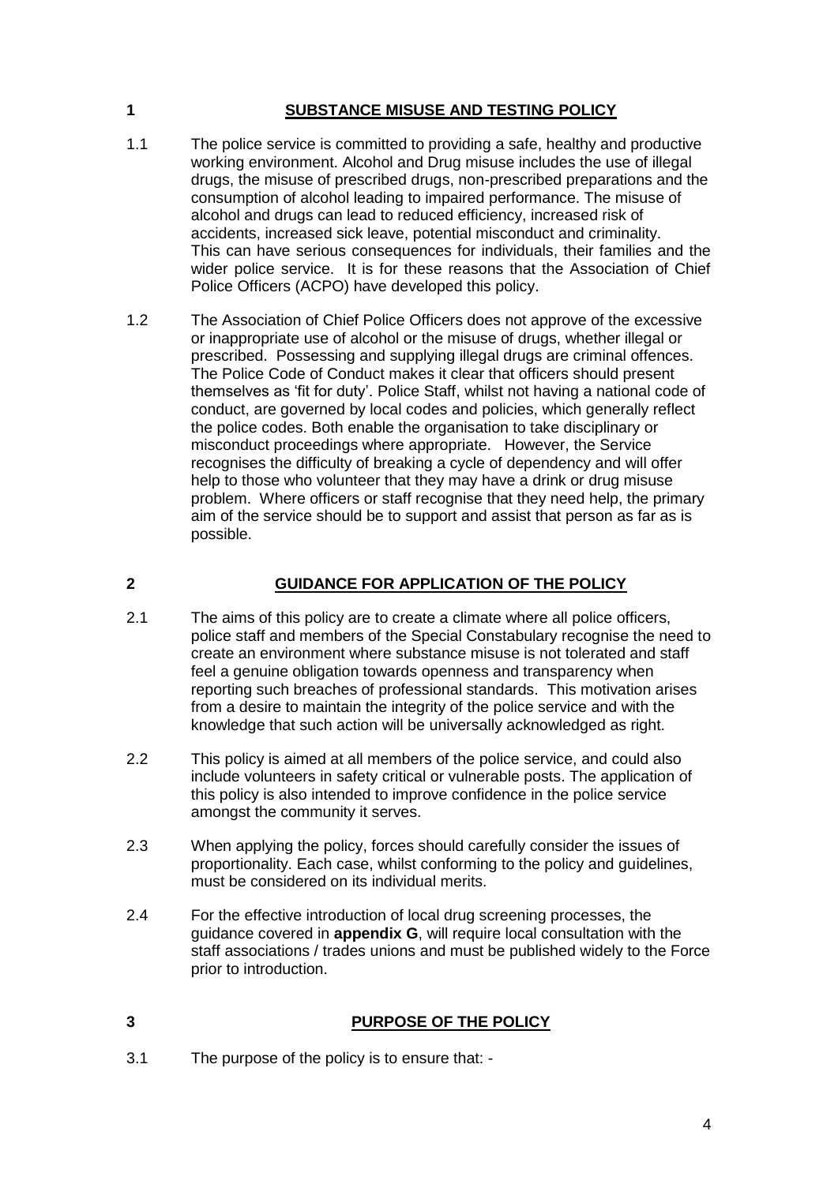## 1 SUBSTANCE MISUSE AND TESTING POLICY

1.1 The police service is committed to providing a safe, healthy and productive working environment. Alcohol and Drug misuse includes the use of illegal drugs, the misuse of prescribed drugs, non-prescribed preparations and the consumption of alcohol leading to impaired performance. The misuse of alcohol and drugs can lead to reduced efficiency, increased risk of accidents, increased sick leave, potential misconduct and criminality. This can have serious consequences for individuals, their families and the wider police service. It is for these reasons that the Association of Chief Police Officers (ACPO) have developed this policy.

1.2 The Association of Chief Police Officers does not approve of the excessive or inappropriate use of alcohol or the misuse of drugs, whether illegal or prescribed. Possessing and supplying illegal drugs are criminal offences. The Police Code of Conduct makes it clear that officers should present themselves as 'fit for duty'. Police Staff, whilst not having a national code of conduct, are governed by local codes and policies, which generally reflect the police codes. Both enable the organisation to take disciplinary or misconduct proceedings where appropriate. However, the Service recognises the difficulty of breaking a cycle of dependency and will offer help to those who volunteer that they may have a drink or drug misuse problem. Where officers or staff recognise that they need help, the primary aim of the service should be to support and assist that person as far as is possible.

## 2 GUIDANCE FOR APPLICATION OF THE POLICY

2.1 The aims of this policy are to create a climate where all police officers, police staff and members of the Special Constabulary recognise the need to create an environment where substance misuse is not tolerated and staff feel a genuine obligation towards openness and transparency when reporting such breaches of professional standards. This motivation arises from a desire to maintain the integrity of the police service and with the knowledge that such action will be universally acknowledged as right.

2.2 This policy is aimed at all members of the police service, and could also include volunteers in safety critical or vulnerable posts. The application of this policy is also intended to improve confidence in the police service amongst the community it serves.

2.3 When applying the policy, forces should carefully consider the issues of proportionality. Each case, whilst conforming to the policy and guidelines, must be considered on its individual merits.

2.4 For the effective introduction of local drug screening processes, the guidance covered in **appendix G**, will require local consultation with the staff associations / trades unions and must be published widely to the Force prior to introduction.

## 3 PURPOSE OF THE POLICY

3.1 The purpose of the policy is to ensure that: -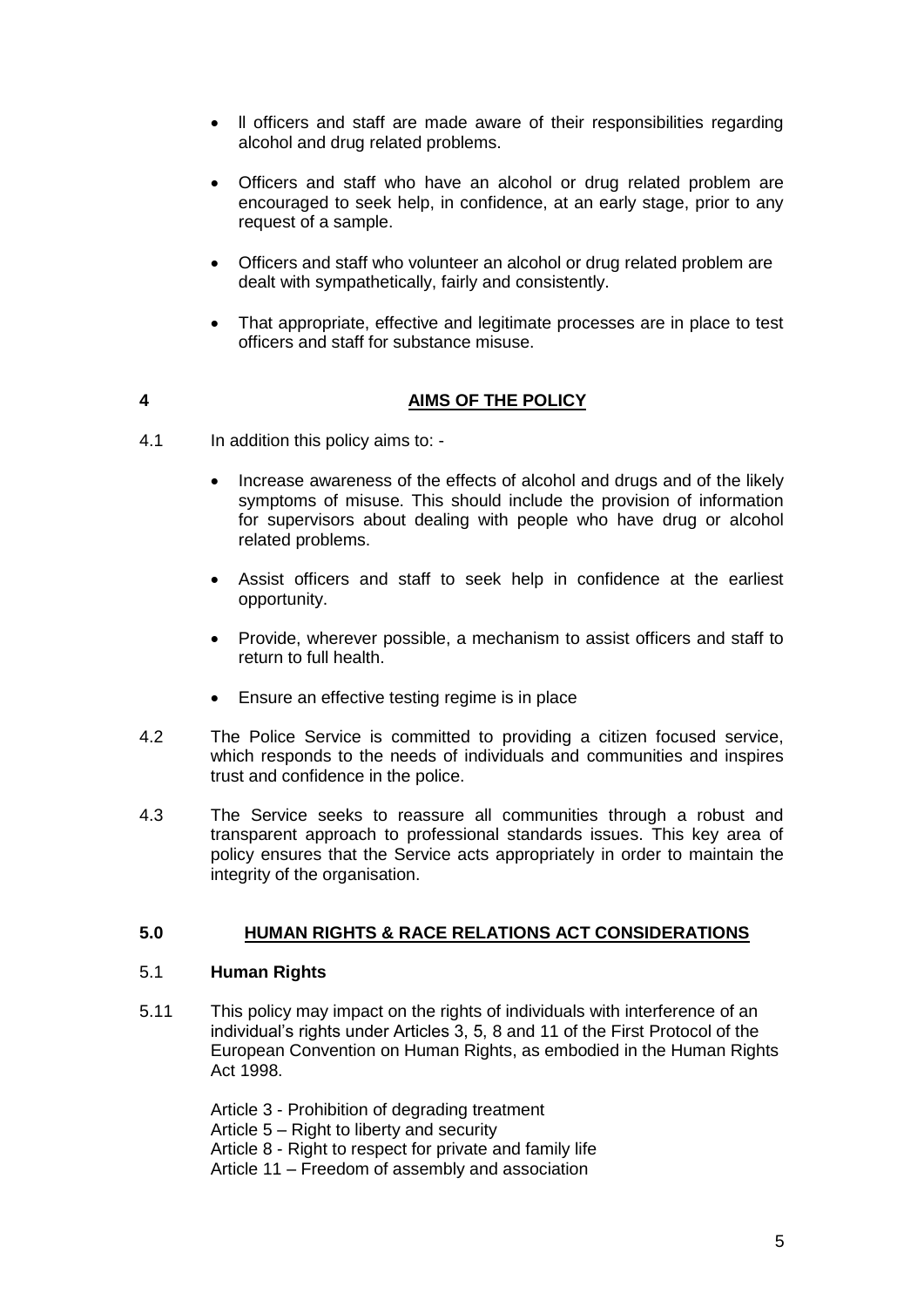- ll officers and staff are made aware of their responsibilities regarding alcohol and drug related problems.

- Officers and staff who have an alcohol or drug related problem are encouraged to seek help, in confidence, at an early stage, prior to any request of a sample.

- Officers and staff who volunteer an alcohol or drug related problem are dealt with sympathetically, fairly and consistently.

- That appropriate, effective and legitimate processes are in place to test officers and staff for substance misuse.

## 4 AIMS OF THE POLICY

4.1 In addition this policy aims to: -

- Increase awareness of the effects of alcohol and drugs and of the likely symptoms of misuse. This should include the provision of information for supervisors about dealing with people who have drug or alcohol related problems.

- Assist officers and staff to seek help in confidence at the earliest opportunity.

- Provide, wherever possible, a mechanism to assist officers and staff to return to full health.

- Ensure an effective testing regime is in place

4.2 The Police Service is committed to providing a citizen focused service, which responds to the needs of individuals and communities and inspires trust and confidence in the police.

4.3 The Service seeks to reassure all communities through a robust and transparent approach to professional standards issues. This key area of policy ensures that the Service acts appropriately in order to maintain the integrity of the organisation.

## 5.0 HUMAN RIGHTS & RACE RELATIONS ACT CONSIDERATIONS

### 5.1 Human Rights

5.11 This policy may impact on the rights of individuals with interference of an individual's rights under Articles 3, 5, 8 and 11 of the First Protocol of the European Convention on Human Rights, as embodied in the Human Rights Act 1998.

Article 3 - Prohibition of degrading treatment
Article 5 – Right to liberty and security
Article 8 - Right to respect for private and family life
Article 11 – Freedom of assembly and association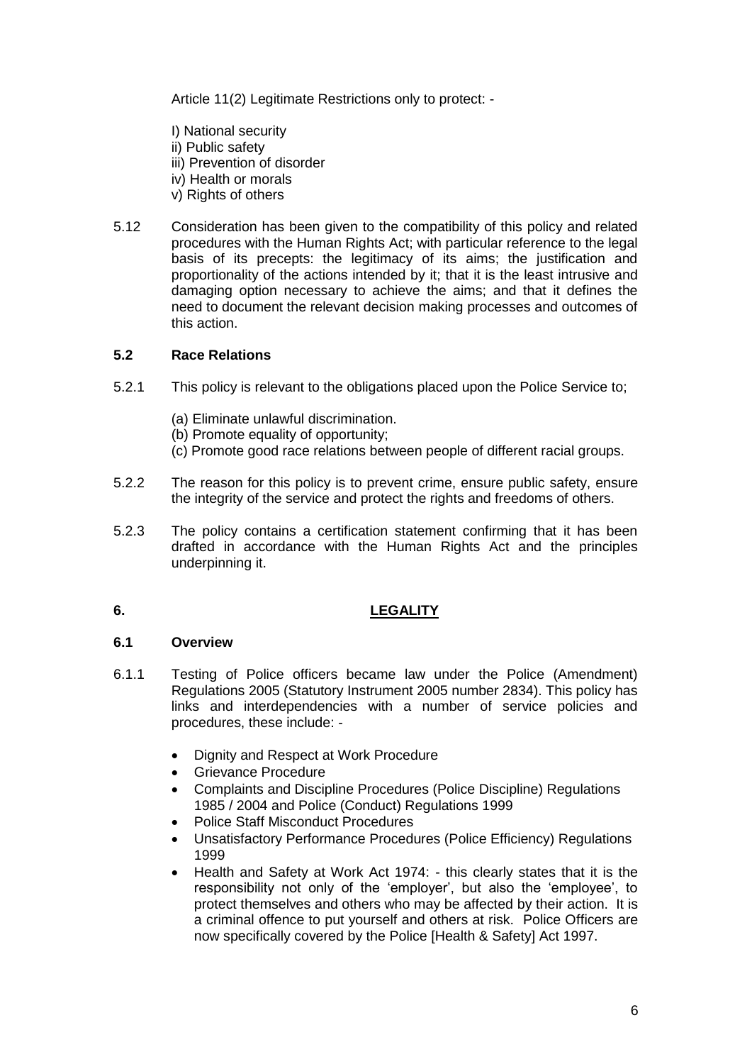Article 11(2) Legitimate Restrictions only to protect: -

I) National security
ii) Public safety
iii) Prevention of disorder
iv) Health or morals
v) Rights of others

5.12 Consideration has been given to the compatibility of this policy and related procedures with the Human Rights Act; with particular reference to the legal basis of its precepts: the legitimacy of its aims; the justification and proportionality of the actions intended by it; that it is the least intrusive and damaging option necessary to achieve the aims; and that it defines the need to document the relevant decision making processes and outcomes of this action.

### 5.2 Race Relations

5.2.1 This policy is relevant to the obligations placed upon the Police Service to;

(a) Eliminate unlawful discrimination.
(b) Promote equality of opportunity;
(c) Promote good race relations between people of different racial groups.

5.2.2 The reason for this policy is to prevent crime, ensure public safety, ensure the integrity of the service and protect the rights and freedoms of others.

5.2.3 The policy contains a certification statement confirming that it has been drafted in accordance with the Human Rights Act and the principles underpinning it.

## 6. LEGALITY

### 6.1 Overview

6.1.1 Testing of Police officers became law under the Police (Amendment) Regulations 2005 (Statutory Instrument 2005 number 2834). This policy has links and interdependencies with a number of service policies and procedures, these include: -

- Dignity and Respect at Work Procedure
- Grievance Procedure
- Complaints and Discipline Procedures (Police Discipline) Regulations 1985 / 2004 and Police (Conduct) Regulations 1999
- Police Staff Misconduct Procedures
- Unsatisfactory Performance Procedures (Police Efficiency) Regulations 1999
- Health and Safety at Work Act 1974: - this clearly states that it is the responsibility not only of the 'employer', but also the 'employee', to protect themselves and others who may be affected by their action. It is a criminal offence to put yourself and others at risk. Police Officers are now specifically covered by the Police [Health & Safety] Act 1997.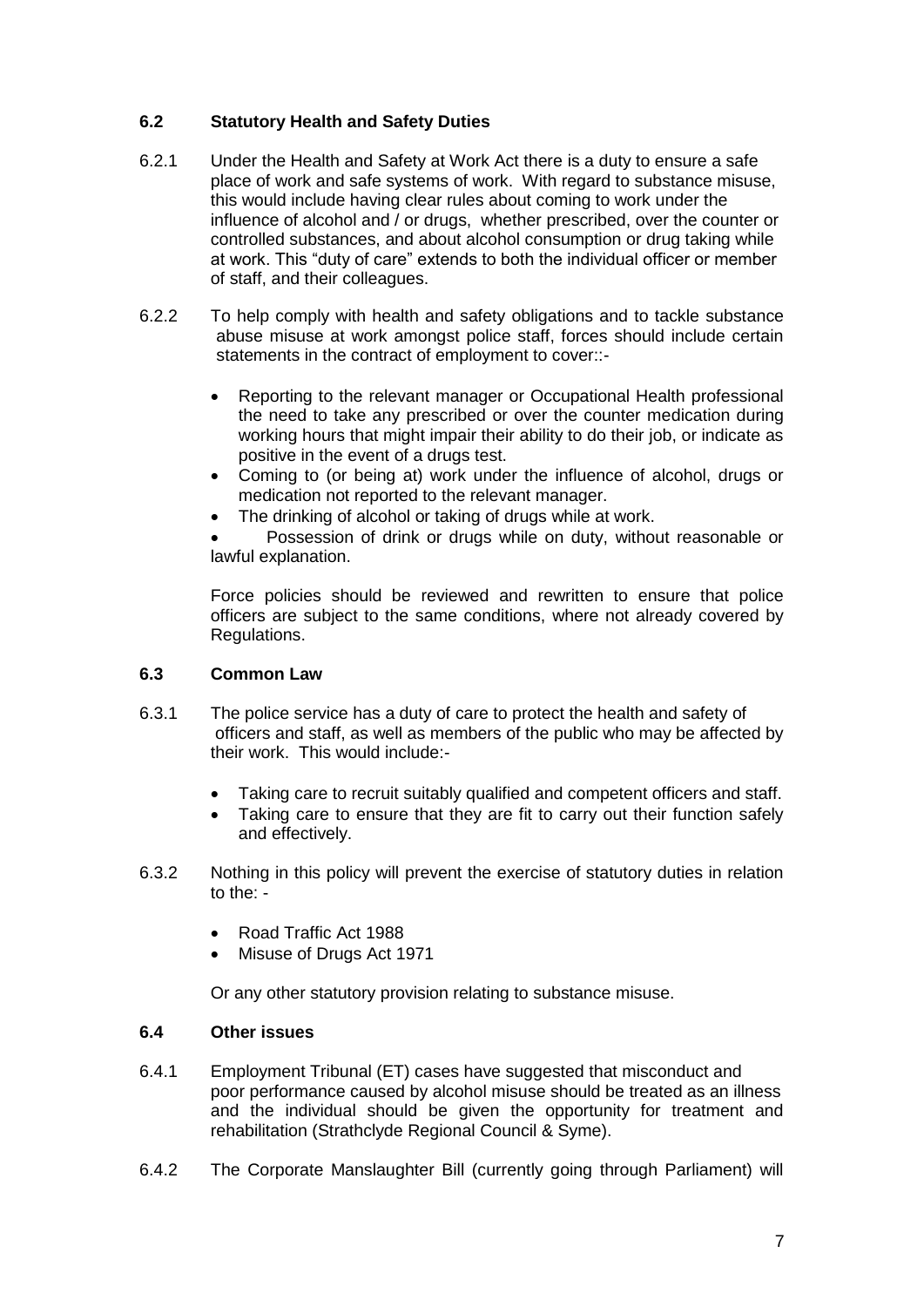### 6.2 Statutory Health and Safety Duties

6.2.1 Under the Health and Safety at Work Act there is a duty to ensure a safe place of work and safe systems of work. With regard to substance misuse, this would include having clear rules about coming to work under the influence of alcohol and / or drugs, whether prescribed, over the counter or controlled substances, and about alcohol consumption or drug taking while at work. This "duty of care" extends to both the individual officer or member of staff, and their colleagues.

6.2.2 To help comply with health and safety obligations and to tackle substance abuse misuse at work amongst police staff, forces should include certain statements in the contract of employment to cover::-

- Reporting to the relevant manager or Occupational Health professional the need to take any prescribed or over the counter medication during working hours that might impair their ability to do their job, or indicate as positive in the event of a drugs test.
- Coming to (or being at) work under the influence of alcohol, drugs or medication not reported to the relevant manager.
- The drinking of alcohol or taking of drugs while at work.
- Possession of drink or drugs while on duty, without reasonable or lawful explanation.

Force policies should be reviewed and rewritten to ensure that police officers are subject to the same conditions, where not already covered by Regulations.

### 6.3 Common Law

6.3.1 The police service has a duty of care to protect the health and safety of officers and staff, as well as members of the public who may be affected by their work. This would include:-

- Taking care to recruit suitably qualified and competent officers and staff.
- Taking care to ensure that they are fit to carry out their function safely and effectively.

6.3.2 Nothing in this policy will prevent the exercise of statutory duties in relation to the: -

- Road Traffic Act 1988
- Misuse of Drugs Act 1971

Or any other statutory provision relating to substance misuse.

### 6.4 Other issues

6.4.1 Employment Tribunal (ET) cases have suggested that misconduct and poor performance caused by alcohol misuse should be treated as an illness and the individual should be given the opportunity for treatment and rehabilitation (Strathclyde Regional Council & Syme).

6.4.2 The Corporate Manslaughter Bill (currently going through Parliament) will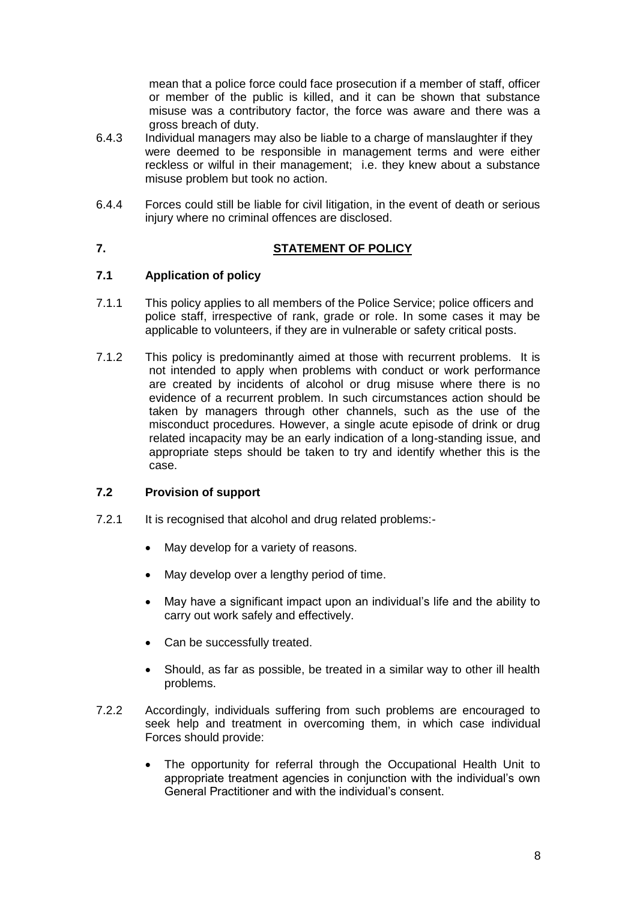mean that a police force could face prosecution if a member of staff, officer or member of the public is killed, and it can be shown that substance misuse was a contributory factor, the force was aware and there was a gross breach of duty.

6.4.3 Individual managers may also be liable to a charge of manslaughter if they were deemed to be responsible in management terms and were either reckless or wilful in their management; i.e. they knew about a substance misuse problem but took no action.

6.4.4 Forces could still be liable for civil litigation, in the event of death or serious injury where no criminal offences are disclosed.

## 7. STATEMENT OF POLICY

### 7.1 Application of policy

7.1.1 This policy applies to all members of the Police Service; police officers and police staff, irrespective of rank, grade or role. In some cases it may be applicable to volunteers, if they are in vulnerable or safety critical posts.

7.1.2 This policy is predominantly aimed at those with recurrent problems. It is not intended to apply when problems with conduct or work performance are created by incidents of alcohol or drug misuse where there is no evidence of a recurrent problem. In such circumstances action should be taken by managers through other channels, such as the use of the misconduct procedures. However, a single acute episode of drink or drug related incapacity may be an early indication of a long-standing issue, and appropriate steps should be taken to try and identify whether this is the case.

### 7.2 Provision of support

7.2.1 It is recognised that alcohol and drug related problems:-

- May develop for a variety of reasons.
- May develop over a lengthy period of time.
- May have a significant impact upon an individual's life and the ability to carry out work safely and effectively.
- Can be successfully treated.
- Should, as far as possible, be treated in a similar way to other ill health problems.

7.2.2 Accordingly, individuals suffering from such problems are encouraged to seek help and treatment in overcoming them, in which case individual Forces should provide:

- The opportunity for referral through the Occupational Health Unit to appropriate treatment agencies in conjunction with the individual's own General Practitioner and with the individual's consent.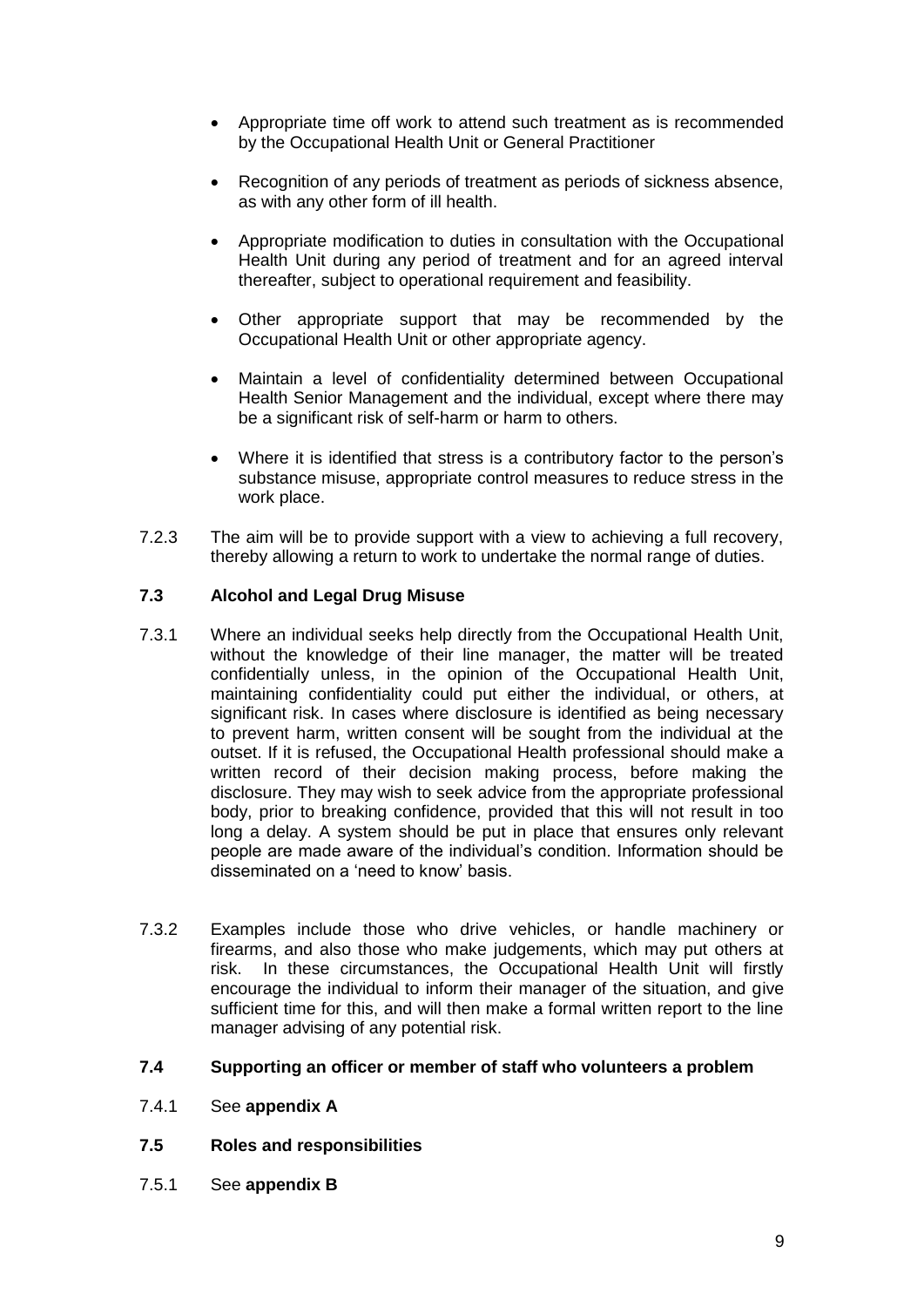- Appropriate time off work to attend such treatment as is recommended by the Occupational Health Unit or General Practitioner

- Recognition of any periods of treatment as periods of sickness absence, as with any other form of ill health.

- Appropriate modification to duties in consultation with the Occupational Health Unit during any period of treatment and for an agreed interval thereafter, subject to operational requirement and feasibility.

- Other appropriate support that may be recommended by the Occupational Health Unit or other appropriate agency.

- Maintain a level of confidentiality determined between Occupational Health Senior Management and the individual, except where there may be a significant risk of self-harm or harm to others.

- Where it is identified that stress is a contributory factor to the person's substance misuse, appropriate control measures to reduce stress in the work place.

7.2.3 The aim will be to provide support with a view to achieving a full recovery, thereby allowing a return to work to undertake the normal range of duties.

### 7.3 Alcohol and Legal Drug Misuse

7.3.1 Where an individual seeks help directly from the Occupational Health Unit, without the knowledge of their line manager, the matter will be treated confidentially unless, in the opinion of the Occupational Health Unit, maintaining confidentiality could put either the individual, or others, at significant risk. In cases where disclosure is identified as being necessary to prevent harm, written consent will be sought from the individual at the outset. If it is refused, the Occupational Health professional should make a written record of their decision making process, before making the disclosure. They may wish to seek advice from the appropriate professional body, prior to breaking confidence, provided that this will not result in too long a delay. A system should be put in place that ensures only relevant people are made aware of the individual's condition. Information should be disseminated on a 'need to know' basis.

7.3.2 Examples include those who drive vehicles, or handle machinery or firearms, and also those who make judgements, which may put others at risk. In these circumstances, the Occupational Health Unit will firstly encourage the individual to inform their manager of the situation, and give sufficient time for this, and will then make a formal written report to the line manager advising of any potential risk.

### 7.4 Supporting an officer or member of staff who volunteers a problem

7.4.1 See **appendix A**

### 7.5 Roles and responsibilities

7.5.1 See **appendix B**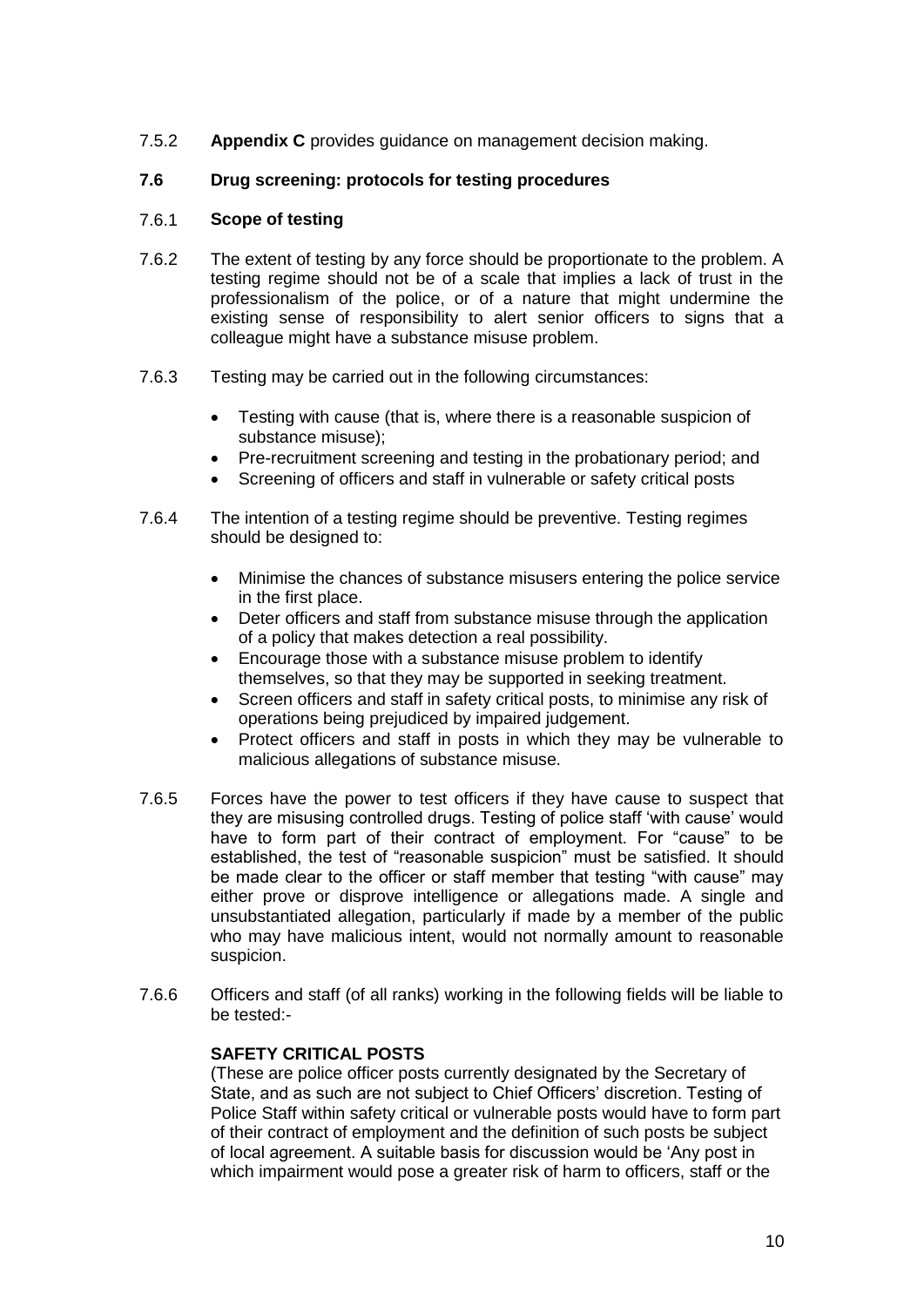7.5.2 **Appendix C** provides guidance on management decision making.

### 7.6 Drug screening: protocols for testing procedures

7.6.1 **Scope of testing**

7.6.2 The extent of testing by any force should be proportionate to the problem. A testing regime should not be of a scale that implies a lack of trust in the professionalism of the police, or of a nature that might undermine the existing sense of responsibility to alert senior officers to signs that a colleague might have a substance misuse problem.

7.6.3 Testing may be carried out in the following circumstances:

- Testing with cause (that is, where there is a reasonable suspicion of substance misuse);
- Pre-recruitment screening and testing in the probationary period; and
- Screening of officers and staff in vulnerable or safety critical posts

7.6.4 The intention of a testing regime should be preventive. Testing regimes should be designed to:

- Minimise the chances of substance misusers entering the police service in the first place.
- Deter officers and staff from substance misuse through the application of a policy that makes detection a real possibility.
- Encourage those with a substance misuse problem to identify themselves, so that they may be supported in seeking treatment.
- Screen officers and staff in safety critical posts, to minimise any risk of operations being prejudiced by impaired judgement.
- Protect officers and staff in posts in which they may be vulnerable to malicious allegations of substance misuse.

7.6.5 Forces have the power to test officers if they have cause to suspect that they are misusing controlled drugs. Testing of police staff 'with cause' would have to form part of their contract of employment. For "cause" to be established, the test of "reasonable suspicion" must be satisfied. It should be made clear to the officer or staff member that testing "with cause" may either prove or disprove intelligence or allegations made. A single and unsubstantiated allegation, particularly if made by a member of the public who may have malicious intent, would not normally amount to reasonable suspicion.

7.6.6 Officers and staff (of all ranks) working in the following fields will be liable to be tested:-

**SAFETY CRITICAL POSTS**

(These are police officer posts currently designated by the Secretary of State, and as such are not subject to Chief Officers' discretion. Testing of Police Staff within safety critical or vulnerable posts would have to form part of their contract of employment and the definition of such posts be subject of local agreement. A suitable basis for discussion would be 'Any post in which impairment would pose a greater risk of harm to officers, staff or the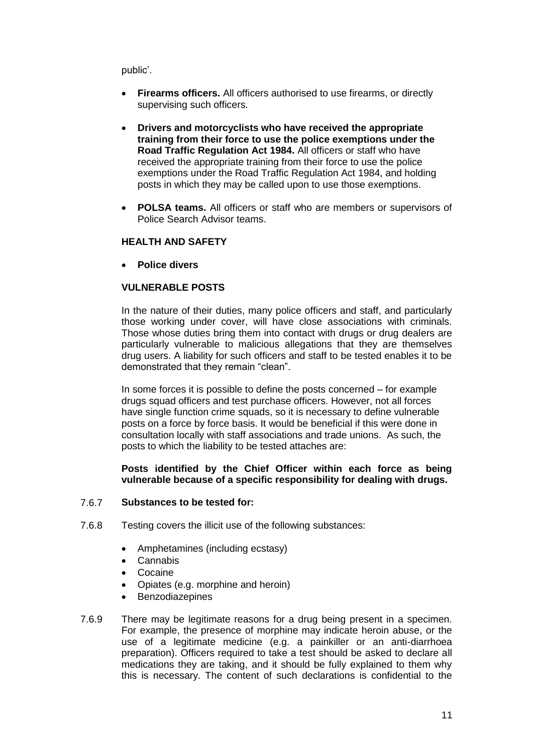public'.

- **Firearms officers.** All officers authorised to use firearms, or directly supervising such officers.
- **Drivers and motorcyclists who have received the appropriate training from their force to use the police exemptions under the Road Traffic Regulation Act 1984.** All officers or staff who have received the appropriate training from their force to use the police exemptions under the Road Traffic Regulation Act 1984, and holding posts in which they may be called upon to use those exemptions.
- **POLSA teams.** All officers or staff who are members or supervisors of Police Search Advisor teams.

**HEALTH AND SAFETY**

- **Police divers**

**VULNERABLE POSTS**

In the nature of their duties, many police officers and staff, and particularly those working under cover, will have close associations with criminals. Those whose duties bring them into contact with drugs or drug dealers are particularly vulnerable to malicious allegations that they are themselves drug users. A liability for such officers and staff to be tested enables it to be demonstrated that they remain "clean".

In some forces it is possible to define the posts concerned – for example drugs squad officers and test purchase officers. However, not all forces have single function crime squads, so it is necessary to define vulnerable posts on a force by force basis. It would be beneficial if this were done in consultation locally with staff associations and trade unions. As such, the posts to which the liability to be tested attaches are:

**Posts identified by the Chief Officer within each force as being vulnerable because of a specific responsibility for dealing with drugs.**

7.6.7 **Substances to be tested for:**

7.6.8 Testing covers the illicit use of the following substances:

- Amphetamines (including ecstasy)
- Cannabis
- Cocaine
- Opiates (e.g. morphine and heroin)
- Benzodiazepines

7.6.9 There may be legitimate reasons for a drug being present in a specimen. For example, the presence of morphine may indicate heroin abuse, or the use of a legitimate medicine (e.g. a painkiller or an anti-diarrhoea preparation). Officers required to take a test should be asked to declare all medications they are taking, and it should be fully explained to them why this is necessary. The content of such declarations is confidential to the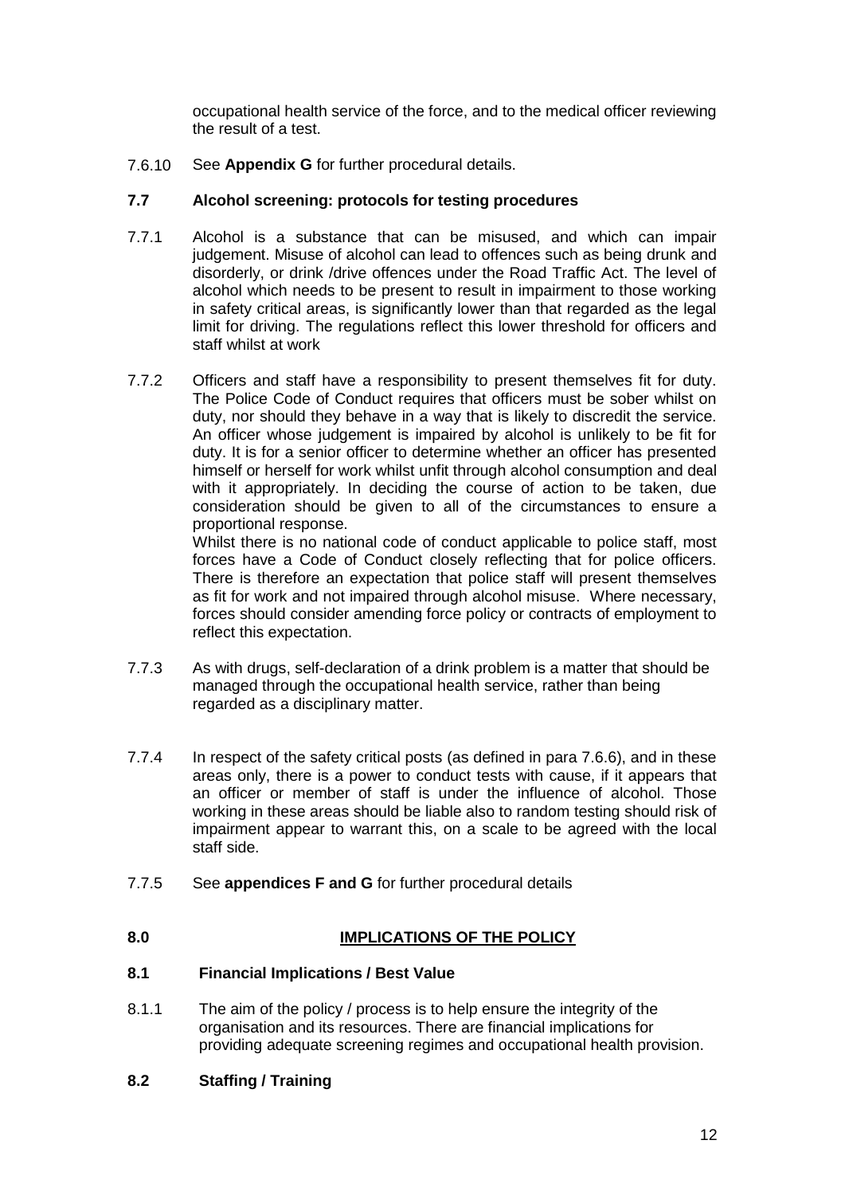occupational health service of the force, and to the medical officer reviewing the result of a test.

7.6.10 See **Appendix G** for further procedural details.

### 7.7 Alcohol screening: protocols for testing procedures

7.7.1 Alcohol is a substance that can be misused, and which can impair judgement. Misuse of alcohol can lead to offences such as being drunk and disorderly, or drink /drive offences under the Road Traffic Act. The level of alcohol which needs to be present to result in impairment to those working in safety critical areas, is significantly lower than that regarded as the legal limit for driving. The regulations reflect this lower threshold for officers and staff whilst at work

7.7.2 Officers and staff have a responsibility to present themselves fit for duty. The Police Code of Conduct requires that officers must be sober whilst on duty, nor should they behave in a way that is likely to discredit the service. An officer whose judgement is impaired by alcohol is unlikely to be fit for duty. It is for a senior officer to determine whether an officer has presented himself or herself for work whilst unfit through alcohol consumption and deal with it appropriately. In deciding the course of action to be taken, due consideration should be given to all of the circumstances to ensure a proportional response.
Whilst there is no national code of conduct applicable to police staff, most forces have a Code of Conduct closely reflecting that for police officers. There is therefore an expectation that police staff will present themselves as fit for work and not impaired through alcohol misuse. Where necessary, forces should consider amending force policy or contracts of employment to reflect this expectation.

7.7.3 As with drugs, self-declaration of a drink problem is a matter that should be managed through the occupational health service, rather than being regarded as a disciplinary matter.

7.7.4 In respect of the safety critical posts (as defined in para 7.6.6), and in these areas only, there is a power to conduct tests with cause, if it appears that an officer or member of staff is under the influence of alcohol. Those working in these areas should be liable also to random testing should risk of impairment appear to warrant this, on a scale to be agreed with the local staff side.

7.7.5 See **appendices F and G** for further procedural details

## 8.0 IMPLICATIONS OF THE POLICY

### 8.1 Financial Implications / Best Value

8.1.1 The aim of the policy / process is to help ensure the integrity of the organisation and its resources. There are financial implications for providing adequate screening regimes and occupational health provision.

### 8.2 Staffing / Training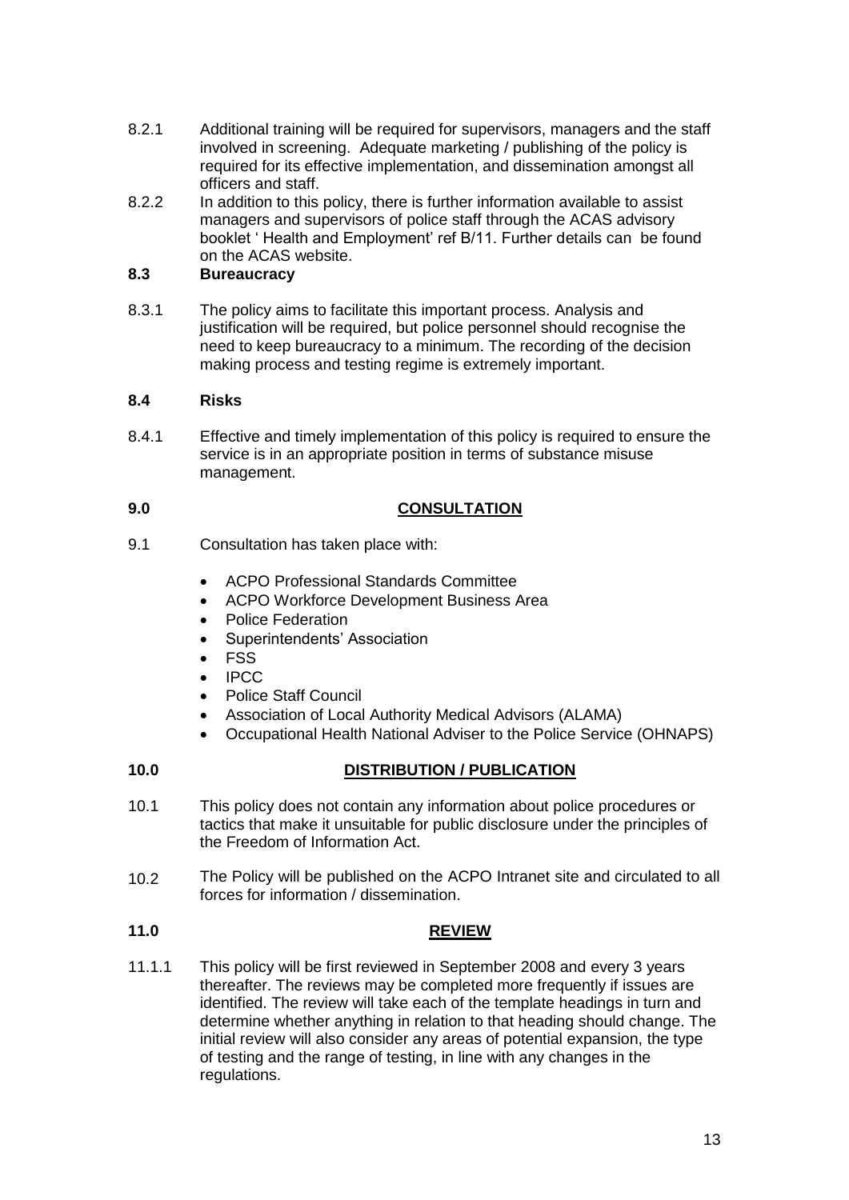8.2.1 Additional training will be required for supervisors, managers and the staff involved in screening. Adequate marketing / publishing of the policy is required for its effective implementation, and dissemination amongst all officers and staff.

8.2.2 In addition to this policy, there is further information available to assist managers and supervisors of police staff through the ACAS advisory booklet ' Health and Employment' ref B/11. Further details can be found on the ACAS website.

### 8.3 Bureaucracy

8.3.1 The policy aims to facilitate this important process. Analysis and justification will be required, but police personnel should recognise the need to keep bureaucracy to a minimum. The recording of the decision making process and testing regime is extremely important.

### 8.4 Risks

8.4.1 Effective and timely implementation of this policy is required to ensure the service is in an appropriate position in terms of substance misuse management.

## 9.0 CONSULTATION

9.1 Consultation has taken place with:

- ACPO Professional Standards Committee
- ACPO Workforce Development Business Area
- Police Federation
- Superintendents' Association
- FSS
- IPCC
- Police Staff Council
- Association of Local Authority Medical Advisors (ALAMA)
- Occupational Health National Adviser to the Police Service (OHNAPS)

## 10.0 DISTRIBUTION / PUBLICATION

10.1 This policy does not contain any information about police procedures or tactics that make it unsuitable for public disclosure under the principles of the Freedom of Information Act.

10.2 The Policy will be published on the ACPO Intranet site and circulated to all forces for information / dissemination.

## 11.0 REVIEW

11.1.1 This policy will be first reviewed in September 2008 and every 3 years thereafter. The reviews may be completed more frequently if issues are identified. The review will take each of the template headings in turn and determine whether anything in relation to that heading should change. The initial review will also consider any areas of potential expansion, the type of testing and the range of testing, in line with any changes in the regulations.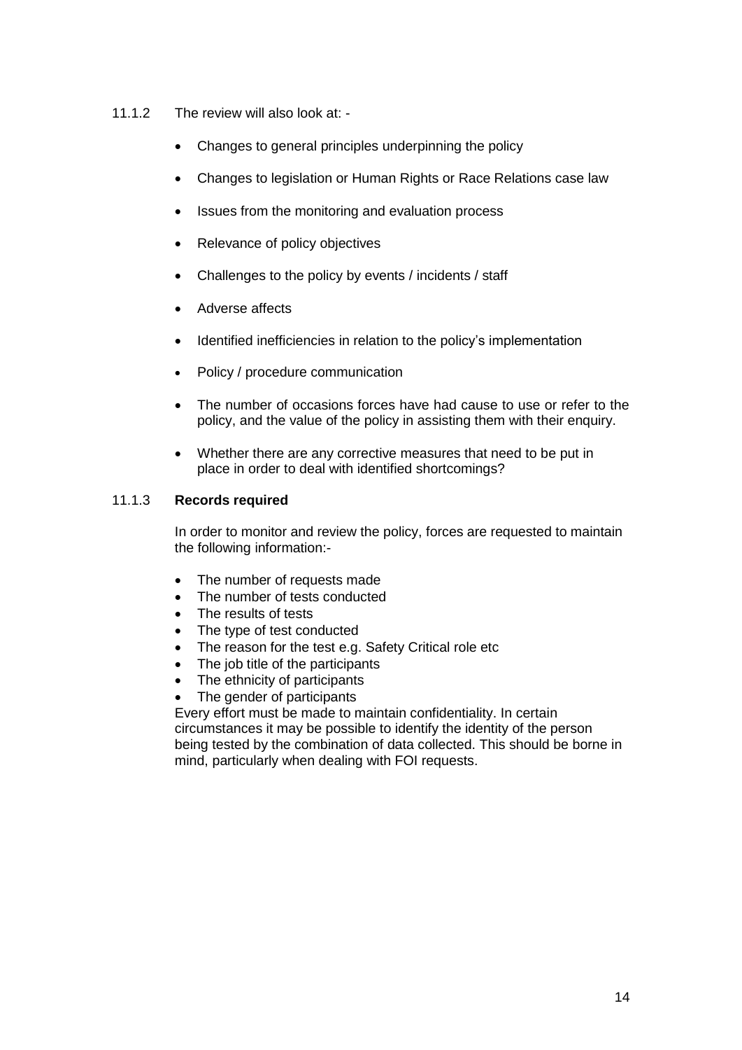11.1.2 The review will also look at: -

- Changes to general principles underpinning the policy
- Changes to legislation or Human Rights or Race Relations case law
- Issues from the monitoring and evaluation process
- Relevance of policy objectives
- Challenges to the policy by events / incidents / staff
- Adverse affects
- Identified inefficiencies in relation to the policy's implementation
- Policy / procedure communication
- The number of occasions forces have had cause to use or refer to the policy, and the value of the policy in assisting them with their enquiry.
- Whether there are any corrective measures that need to be put in place in order to deal with identified shortcomings?

11.1.3 **Records required**

In order to monitor and review the policy, forces are requested to maintain the following information:-

- The number of requests made
- The number of tests conducted
- The results of tests
- The type of test conducted
- The reason for the test e.g. Safety Critical role etc
- The job title of the participants
- The ethnicity of participants
- The gender of participants

Every effort must be made to maintain confidentiality. In certain circumstances it may be possible to identify the identity of the person being tested by the combination of data collected. This should be borne in mind, particularly when dealing with FOI requests.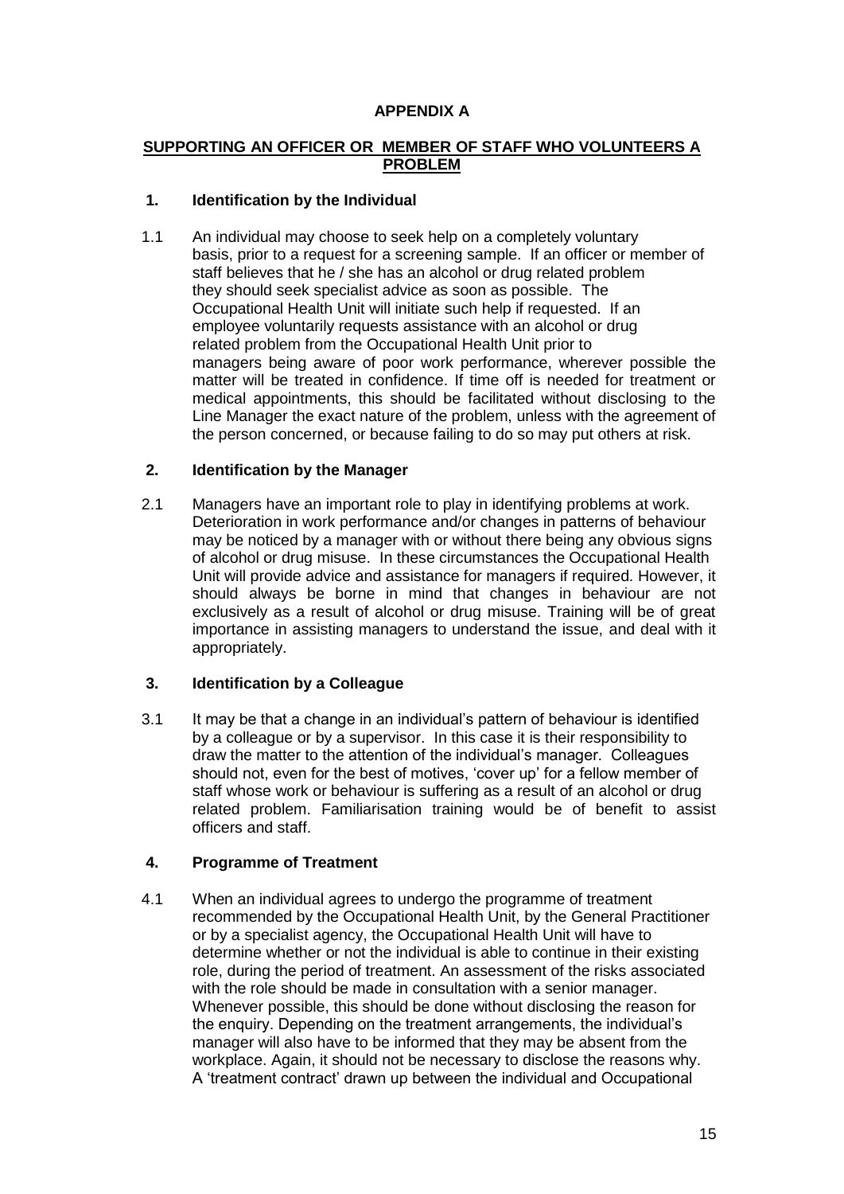**APPENDIX A**

**SUPPORTING AN OFFICER OR MEMBER OF STAFF WHO VOLUNTEERS A PROBLEM**

**1. Identification by the Individual**

1.1 An individual may choose to seek help on a completely voluntary basis, prior to a request for a screening sample. If an officer or member of staff believes that he / she has an alcohol or drug related problem they should seek specialist advice as soon as possible. The Occupational Health Unit will initiate such help if requested. If an employee voluntarily requests assistance with an alcohol or drug related problem from the Occupational Health Unit prior to managers being aware of poor work performance, wherever possible the matter will be treated in confidence. If time off is needed for treatment or medical appointments, this should be facilitated without disclosing to the Line Manager the exact nature of the problem, unless with the agreement of the person concerned, or because failing to do so may put others at risk.

**2. Identification by the Manager**

2.1 Managers have an important role to play in identifying problems at work. Deterioration in work performance and/or changes in patterns of behaviour may be noticed by a manager with or without there being any obvious signs of alcohol or drug misuse. In these circumstances the Occupational Health Unit will provide advice and assistance for managers if required. However, it should always be borne in mind that changes in behaviour are not exclusively as a result of alcohol or drug misuse. Training will be of great importance in assisting managers to understand the issue, and deal with it appropriately.

**3. Identification by a Colleague**

3.1 It may be that a change in an individual's pattern of behaviour is identified by a colleague or by a supervisor. In this case it is their responsibility to draw the matter to the attention of the individual's manager. Colleagues should not, even for the best of motives, 'cover up' for a fellow member of staff whose work or behaviour is suffering as a result of an alcohol or drug related problem. Familiarisation training would be of benefit to assist officers and staff.

**4. Programme of Treatment**

4.1 When an individual agrees to undergo the programme of treatment recommended by the Occupational Health Unit, by the General Practitioner or by a specialist agency, the Occupational Health Unit will have to determine whether or not the individual is able to continue in their existing role, during the period of treatment. An assessment of the risks associated with the role should be made in consultation with a senior manager. Whenever possible, this should be done without disclosing the reason for the enquiry. Depending on the treatment arrangements, the individual's manager will also have to be informed that they may be absent from the workplace. Again, it should not be necessary to disclose the reasons why. A 'treatment contract' drawn up between the individual and Occupational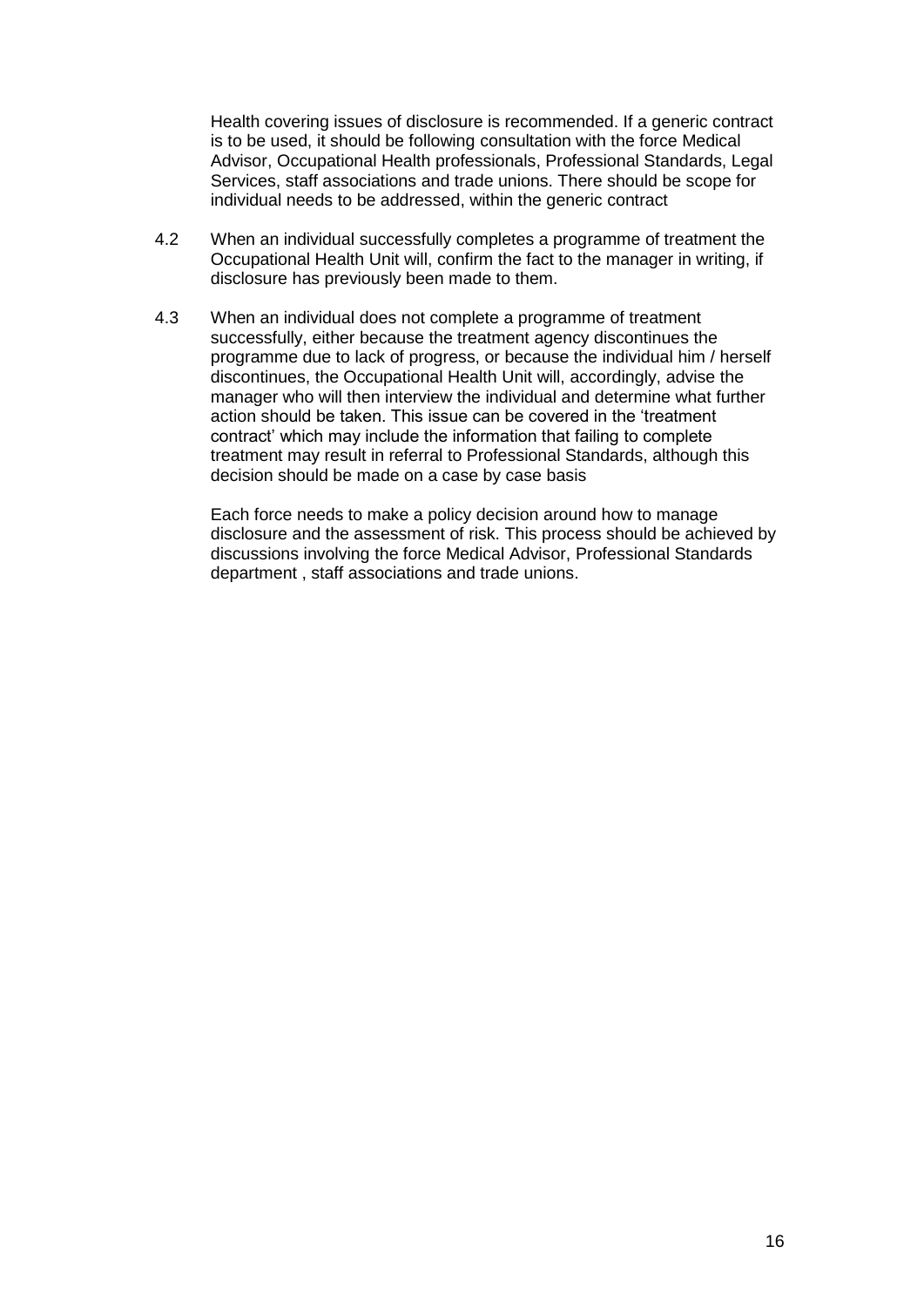Health covering issues of disclosure is recommended. If a generic contract is to be used, it should be following consultation with the force Medical Advisor, Occupational Health professionals, Professional Standards, Legal Services, staff associations and trade unions. There should be scope for individual needs to be addressed, within the generic contract

4.2 When an individual successfully completes a programme of treatment the Occupational Health Unit will, confirm the fact to the manager in writing, if disclosure has previously been made to them.

4.3 When an individual does not complete a programme of treatment successfully, either because the treatment agency discontinues the programme due to lack of progress, or because the individual him / herself discontinues, the Occupational Health Unit will, accordingly, advise the manager who will then interview the individual and determine what further action should be taken. This issue can be covered in the 'treatment contract' which may include the information that failing to complete treatment may result in referral to Professional Standards, although this decision should be made on a case by case basis

Each force needs to make a policy decision around how to manage disclosure and the assessment of risk. This process should be achieved by discussions involving the force Medical Advisor, Professional Standards department , staff associations and trade unions.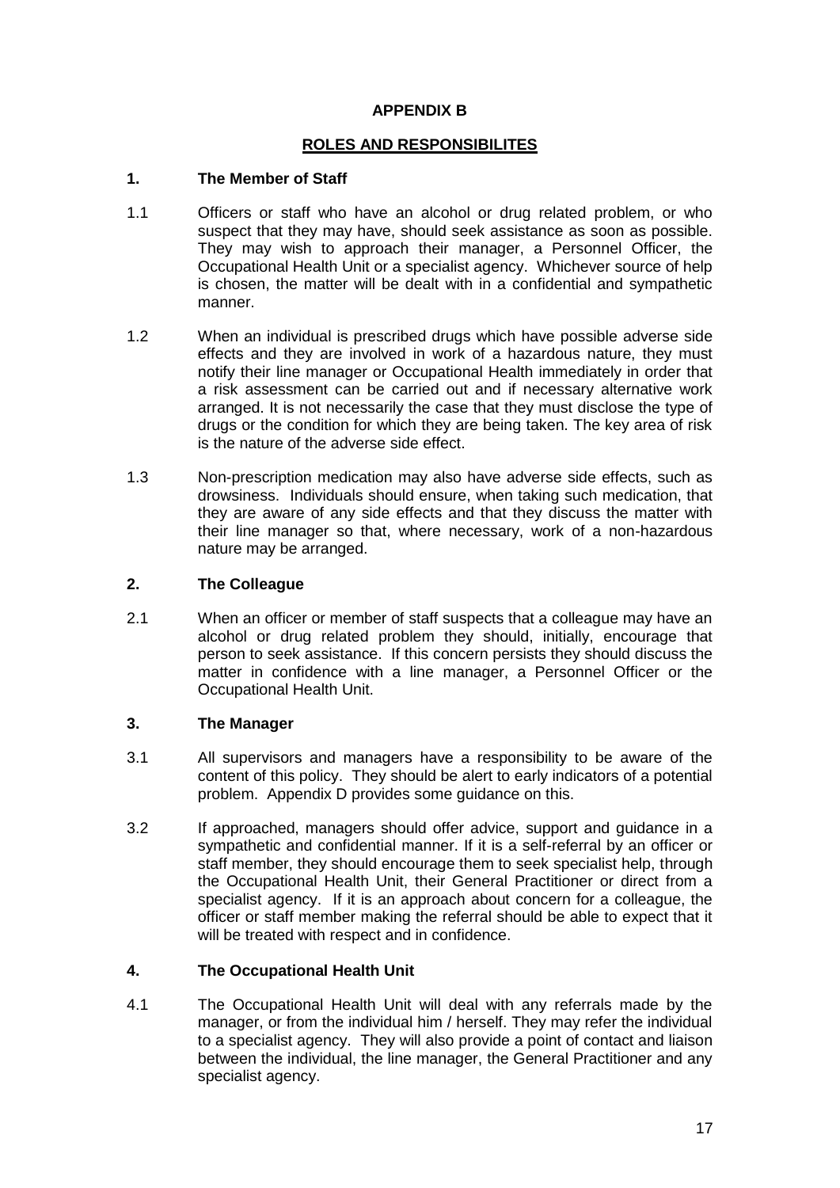**APPENDIX B**

**ROLES AND RESPONSIBILITES**

**1. The Member of Staff**

1.1 Officers or staff who have an alcohol or drug related problem, or who suspect that they may have, should seek assistance as soon as possible. They may wish to approach their manager, a Personnel Officer, the Occupational Health Unit or a specialist agency. Whichever source of help is chosen, the matter will be dealt with in a confidential and sympathetic manner.

1.2 When an individual is prescribed drugs which have possible adverse side effects and they are involved in work of a hazardous nature, they must notify their line manager or Occupational Health immediately in order that a risk assessment can be carried out and if necessary alternative work arranged. It is not necessarily the case that they must disclose the type of drugs or the condition for which they are being taken. The key area of risk is the nature of the adverse side effect.

1.3 Non-prescription medication may also have adverse side effects, such as drowsiness. Individuals should ensure, when taking such medication, that they are aware of any side effects and that they discuss the matter with their line manager so that, where necessary, work of a non-hazardous nature may be arranged.

**2. The Colleague**

2.1 When an officer or member of staff suspects that a colleague may have an alcohol or drug related problem they should, initially, encourage that person to seek assistance. If this concern persists they should discuss the matter in confidence with a line manager, a Personnel Officer or the Occupational Health Unit.

**3. The Manager**

3.1 All supervisors and managers have a responsibility to be aware of the content of this policy. They should be alert to early indicators of a potential problem. Appendix D provides some guidance on this.

3.2 If approached, managers should offer advice, support and guidance in a sympathetic and confidential manner. If it is a self-referral by an officer or staff member, they should encourage them to seek specialist help, through the Occupational Health Unit, their General Practitioner or direct from a specialist agency. If it is an approach about concern for a colleague, the officer or staff member making the referral should be able to expect that it will be treated with respect and in confidence.

**4. The Occupational Health Unit**

4.1 The Occupational Health Unit will deal with any referrals made by the manager, or from the individual him / herself. They may refer the individual to a specialist agency. They will also provide a point of contact and liaison between the individual, the line manager, the General Practitioner and any specialist agency.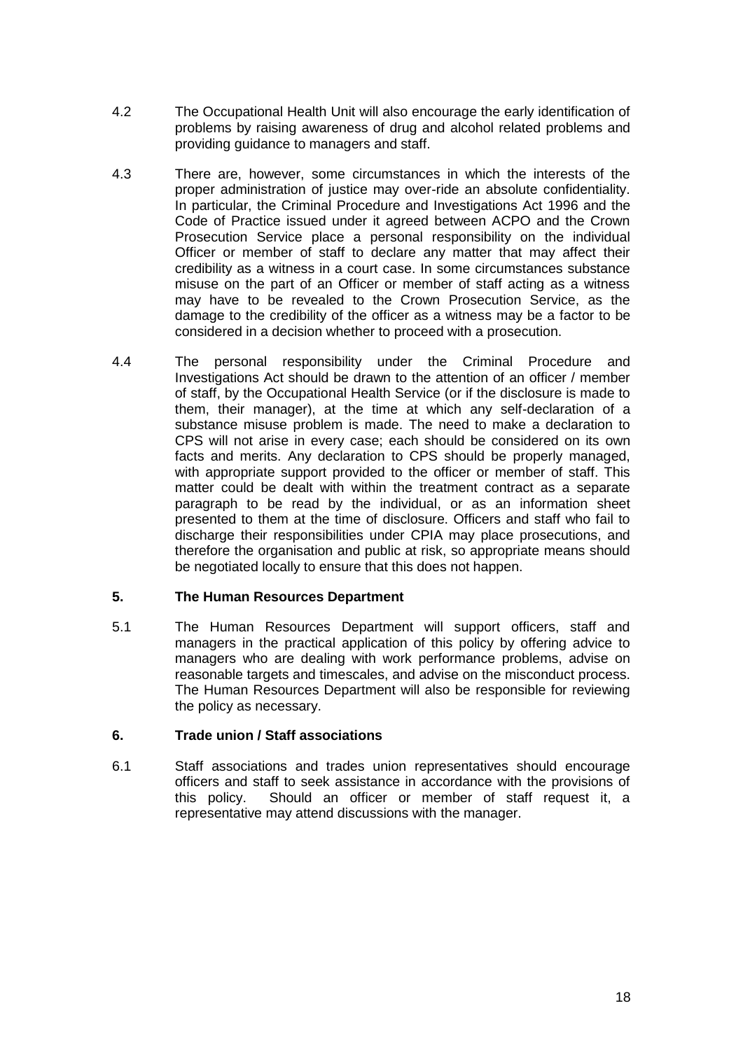4.2 The Occupational Health Unit will also encourage the early identification of problems by raising awareness of drug and alcohol related problems and providing guidance to managers and staff.

4.3 There are, however, some circumstances in which the interests of the proper administration of justice may over-ride an absolute confidentiality. In particular, the Criminal Procedure and Investigations Act 1996 and the Code of Practice issued under it agreed between ACPO and the Crown Prosecution Service place a personal responsibility on the individual Officer or member of staff to declare any matter that may affect their credibility as a witness in a court case. In some circumstances substance misuse on the part of an Officer or member of staff acting as a witness may have to be revealed to the Crown Prosecution Service, as the damage to the credibility of the officer as a witness may be a factor to be considered in a decision whether to proceed with a prosecution.

4.4 The personal responsibility under the Criminal Procedure and Investigations Act should be drawn to the attention of an officer / member of staff, by the Occupational Health Service (or if the disclosure is made to them, their manager), at the time at which any self-declaration of a substance misuse problem is made. The need to make a declaration to CPS will not arise in every case; each should be considered on its own facts and merits. Any declaration to CPS should be properly managed, with appropriate support provided to the officer or member of staff. This matter could be dealt with within the treatment contract as a separate paragraph to be read by the individual, or as an information sheet presented to them at the time of disclosure. Officers and staff who fail to discharge their responsibilities under CPIA may place prosecutions, and therefore the organisation and public at risk, so appropriate means should be negotiated locally to ensure that this does not happen.

## 5. The Human Resources Department

5.1 The Human Resources Department will support officers, staff and managers in the practical application of this policy by offering advice to managers who are dealing with work performance problems, advise on reasonable targets and timescales, and advise on the misconduct process. The Human Resources Department will also be responsible for reviewing the policy as necessary.

## 6. Trade union / Staff associations

6.1 Staff associations and trades union representatives should encourage officers and staff to seek assistance in accordance with the provisions of this policy. Should an officer or member of staff request it, a representative may attend discussions with the manager.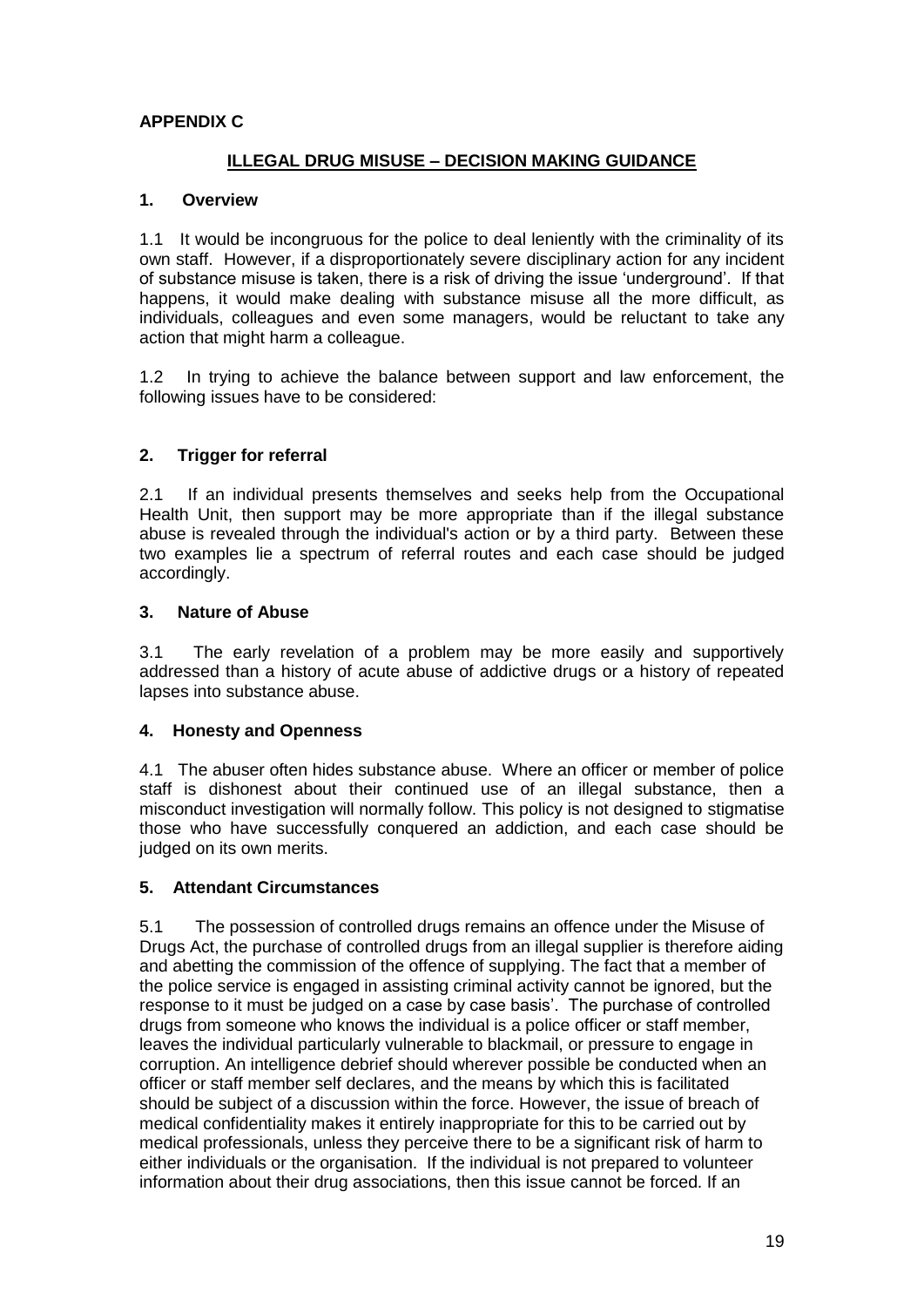**APPENDIX C**

## ILLEGAL DRUG MISUSE – DECISION MAKING GUIDANCE

### 1. Overview

1.1 It would be incongruous for the police to deal leniently with the criminality of its own staff. However, if a disproportionately severe disciplinary action for any incident of substance misuse is taken, there is a risk of driving the issue 'underground'. If that happens, it would make dealing with substance misuse all the more difficult, as individuals, colleagues and even some managers, would be reluctant to take any action that might harm a colleague.

1.2 In trying to achieve the balance between support and law enforcement, the following issues have to be considered:

### 2. Trigger for referral

2.1 If an individual presents themselves and seeks help from the Occupational Health Unit, then support may be more appropriate than if the illegal substance abuse is revealed through the individual's action or by a third party. Between these two examples lie a spectrum of referral routes and each case should be judged accordingly.

### 3. Nature of Abuse

3.1 The early revelation of a problem may be more easily and supportively addressed than a history of acute abuse of addictive drugs or a history of repeated lapses into substance abuse.

### 4. Honesty and Openness

4.1 The abuser often hides substance abuse. Where an officer or member of police staff is dishonest about their continued use of an illegal substance, then a misconduct investigation will normally follow. This policy is not designed to stigmatise those who have successfully conquered an addiction, and each case should be judged on its own merits.

### 5. Attendant Circumstances

5.1 The possession of controlled drugs remains an offence under the Misuse of Drugs Act, the purchase of controlled drugs from an illegal supplier is therefore aiding and abetting the commission of the offence of supplying. The fact that a member of the police service is engaged in assisting criminal activity cannot be ignored, but the response to it must be judged on a case by case basis'. The purchase of controlled drugs from someone who knows the individual is a police officer or staff member, leaves the individual particularly vulnerable to blackmail, or pressure to engage in corruption. An intelligence debrief should wherever possible be conducted when an officer or staff member self declares, and the means by which this is facilitated should be subject of a discussion within the force. However, the issue of breach of medical confidentiality makes it entirely inappropriate for this to be carried out by medical professionals, unless they perceive there to be a significant risk of harm to either individuals or the organisation. If the individual is not prepared to volunteer information about their drug associations, then this issue cannot be forced. If an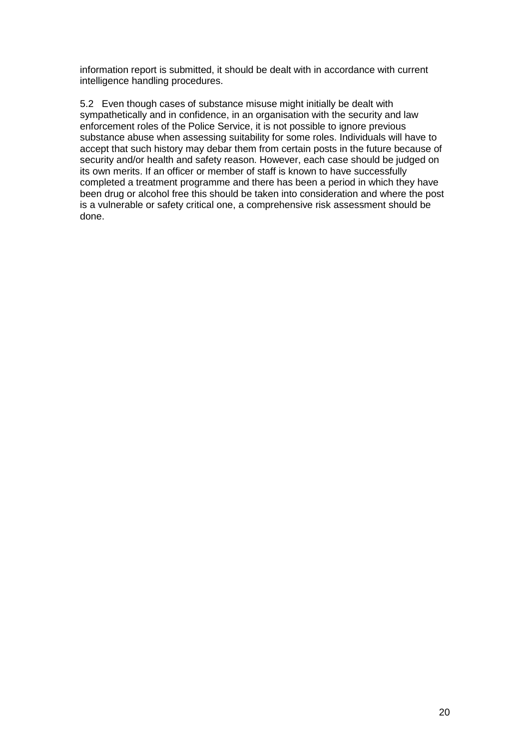information report is submitted, it should be dealt with in accordance with current intelligence handling procedures.

5.2 Even though cases of substance misuse might initially be dealt with sympathetically and in confidence, in an organisation with the security and law enforcement roles of the Police Service, it is not possible to ignore previous substance abuse when assessing suitability for some roles. Individuals will have to accept that such history may debar them from certain posts in the future because of security and/or health and safety reason. However, each case should be judged on its own merits. If an officer or member of staff is known to have successfully completed a treatment programme and there has been a period in which they have been drug or alcohol free this should be taken into consideration and where the post is a vulnerable or safety critical one, a comprehensive risk assessment should be done.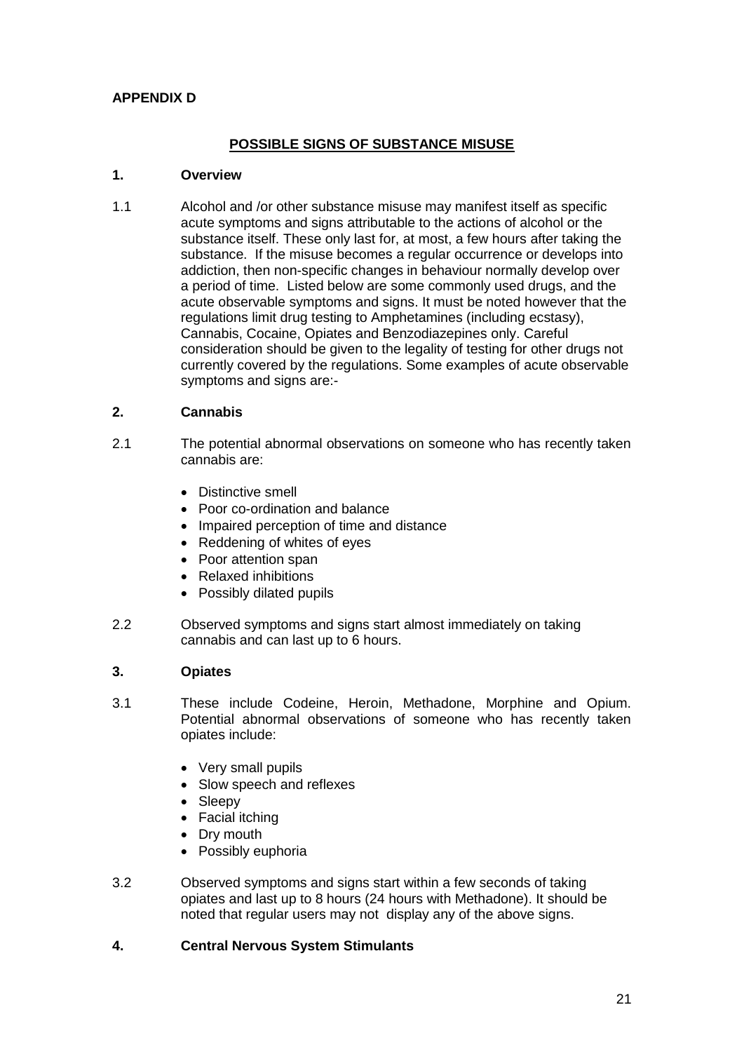**APPENDIX D**

## POSSIBLE SIGNS OF SUBSTANCE MISUSE

**1. Overview**

1.1 Alcohol and /or other substance misuse may manifest itself as specific acute symptoms and signs attributable to the actions of alcohol or the substance itself. These only last for, at most, a few hours after taking the substance. If the misuse becomes a regular occurrence or develops into addiction, then non-specific changes in behaviour normally develop over a period of time. Listed below are some commonly used drugs, and the acute observable symptoms and signs. It must be noted however that the regulations limit drug testing to Amphetamines (including ecstasy), Cannabis, Cocaine, Opiates and Benzodiazepines only. Careful consideration should be given to the legality of testing for other drugs not currently covered by the regulations. Some examples of acute observable symptoms and signs are:-

**2. Cannabis**

2.1 The potential abnormal observations on someone who has recently taken cannabis are:

- Distinctive smell
- Poor co-ordination and balance
- Impaired perception of time and distance
- Reddening of whites of eyes
- Poor attention span
- Relaxed inhibitions
- Possibly dilated pupils

2.2 Observed symptoms and signs start almost immediately on taking cannabis and can last up to 6 hours.

**3. Opiates**

3.1 These include Codeine, Heroin, Methadone, Morphine and Opium. Potential abnormal observations of someone who has recently taken opiates include:

- Very small pupils
- Slow speech and reflexes
- Sleepy
- Facial itching
- Dry mouth
- Possibly euphoria

3.2 Observed symptoms and signs start within a few seconds of taking opiates and last up to 8 hours (24 hours with Methadone). It should be noted that regular users may not display any of the above signs.

**4. Central Nervous System Stimulants**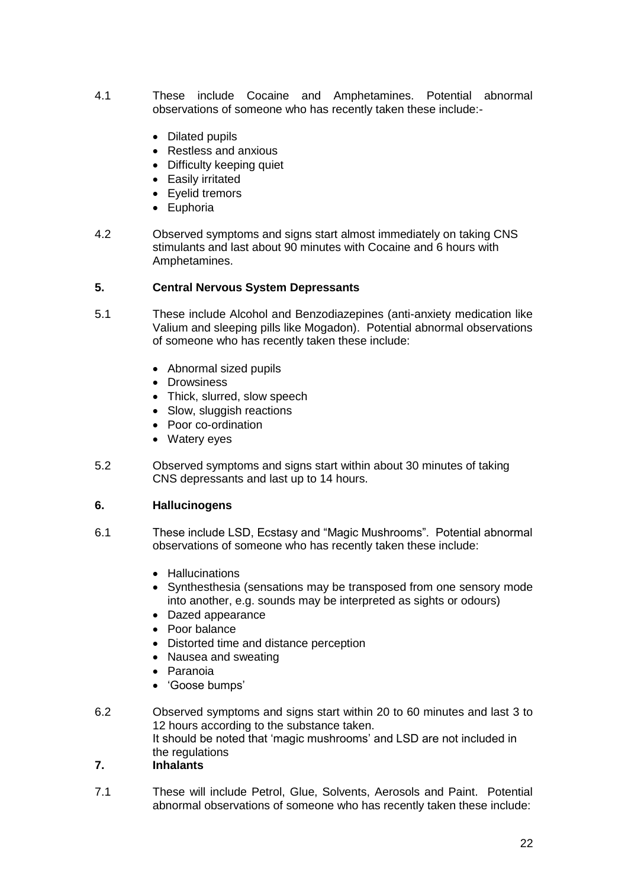4.1 These include Cocaine and Amphetamines. Potential abnormal observations of someone who has recently taken these include:-

- Dilated pupils
- Restless and anxious
- Difficulty keeping quiet
- Easily irritated
- Eyelid tremors
- Euphoria

4.2 Observed symptoms and signs start almost immediately on taking CNS stimulants and last about 90 minutes with Cocaine and 6 hours with Amphetamines.

**5. Central Nervous System Depressants**

5.1 These include Alcohol and Benzodiazepines (anti-anxiety medication like Valium and sleeping pills like Mogadon). Potential abnormal observations of someone who has recently taken these include:

- Abnormal sized pupils
- Drowsiness
- Thick, slurred, slow speech
- Slow, sluggish reactions
- Poor co-ordination
- Watery eyes

5.2 Observed symptoms and signs start within about 30 minutes of taking CNS depressants and last up to 14 hours.

**6. Hallucinogens**

6.1 These include LSD, Ecstasy and "Magic Mushrooms". Potential abnormal observations of someone who has recently taken these include:

- Hallucinations
- Synthesthesia (sensations may be transposed from one sensory mode into another, e.g. sounds may be interpreted as sights or odours)
- Dazed appearance
- Poor balance
- Distorted time and distance perception
- Nausea and sweating
- Paranoia
- 'Goose bumps'

6.2 Observed symptoms and signs start within 20 to 60 minutes and last 3 to 12 hours according to the substance taken.
It should be noted that 'magic mushrooms' and LSD are not included in the regulations

**7. Inhalants**

7.1 These will include Petrol, Glue, Solvents, Aerosols and Paint. Potential abnormal observations of someone who has recently taken these include: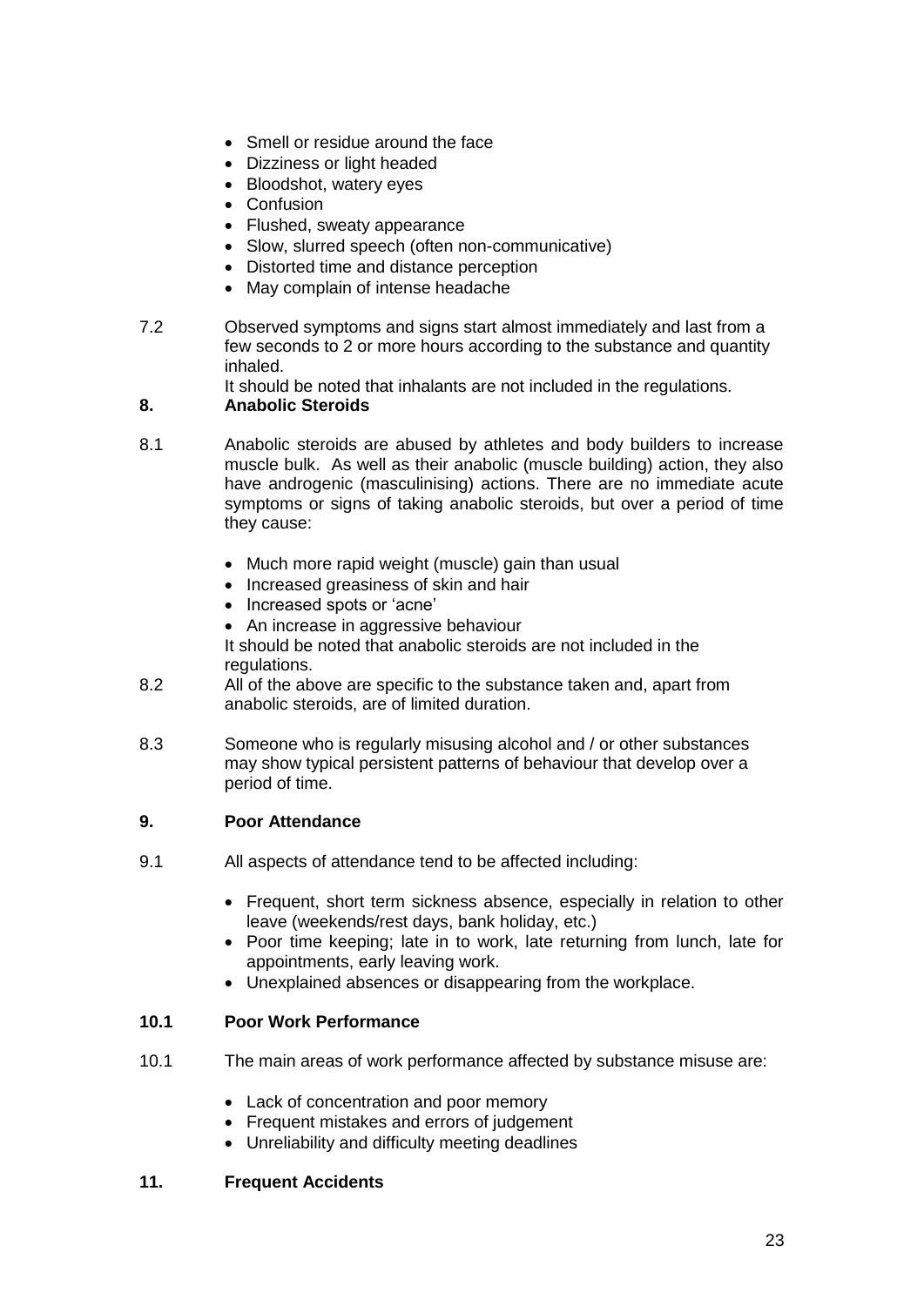- Smell or residue around the face
- Dizziness or light headed
- Bloodshot, watery eyes
- Confusion
- Flushed, sweaty appearance
- Slow, slurred speech (often non-communicative)
- Distorted time and distance perception
- May complain of intense headache

7.2 Observed symptoms and signs start almost immediately and last from a few seconds to 2 or more hours according to the substance and quantity inhaled.

It should be noted that inhalants are not included in the regulations.

## 8. Anabolic Steroids

8.1 Anabolic steroids are abused by athletes and body builders to increase muscle bulk. As well as their anabolic (muscle building) action, they also have androgenic (masculinising) actions. There are no immediate acute symptoms or signs of taking anabolic steroids, but over a period of time they cause:

- Much more rapid weight (muscle) gain than usual
- Increased greasiness of skin and hair
- Increased spots or 'acne'
- An increase in aggressive behaviour

It should be noted that anabolic steroids are not included in the regulations.

8.2 All of the above are specific to the substance taken and, apart from anabolic steroids, are of limited duration.

8.3 Someone who is regularly misusing alcohol and / or other substances may show typical persistent patterns of behaviour that develop over a period of time.

## 9. Poor Attendance

9.1 All aspects of attendance tend to be affected including:

- Frequent, short term sickness absence, especially in relation to other leave (weekends/rest days, bank holiday, etc.)
- Poor time keeping; late in to work, late returning from lunch, late for appointments, early leaving work.
- Unexplained absences or disappearing from the workplace.

## 10.1 Poor Work Performance

10.1 The main areas of work performance affected by substance misuse are:

- Lack of concentration and poor memory
- Frequent mistakes and errors of judgement
- Unreliability and difficulty meeting deadlines

## 11. Frequent Accidents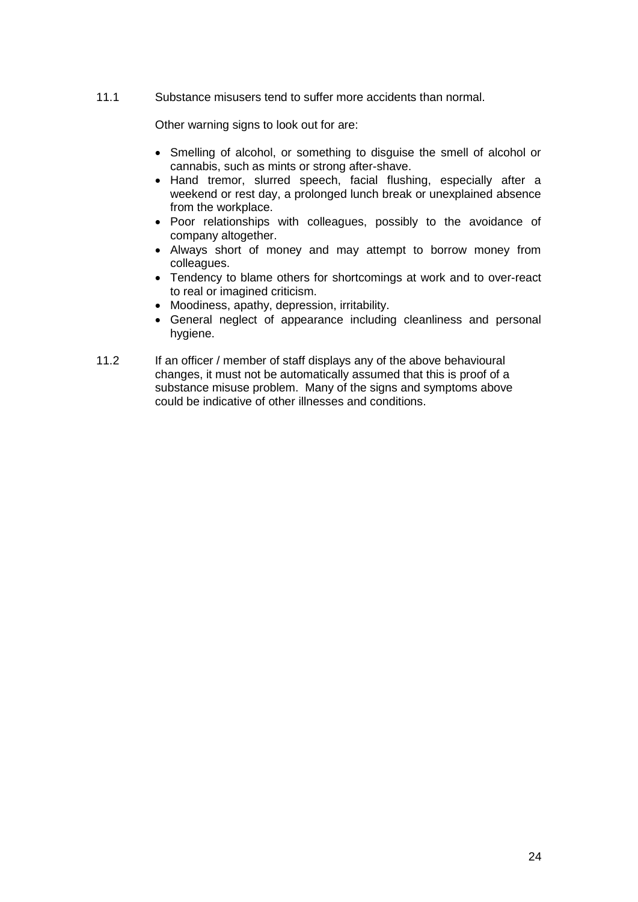11.1 Substance misusers tend to suffer more accidents than normal.

Other warning signs to look out for are:

- Smelling of alcohol, or something to disguise the smell of alcohol or cannabis, such as mints or strong after-shave.
- Hand tremor, slurred speech, facial flushing, especially after a weekend or rest day, a prolonged lunch break or unexplained absence from the workplace.
- Poor relationships with colleagues, possibly to the avoidance of company altogether.
- Always short of money and may attempt to borrow money from colleagues.
- Tendency to blame others for shortcomings at work and to over-react to real or imagined criticism.
- Moodiness, apathy, depression, irritability.
- General neglect of appearance including cleanliness and personal hygiene.

11.2 If an officer / member of staff displays any of the above behavioural changes, it must not be automatically assumed that this is proof of a substance misuse problem. Many of the signs and symptoms above could be indicative of other illnesses and conditions.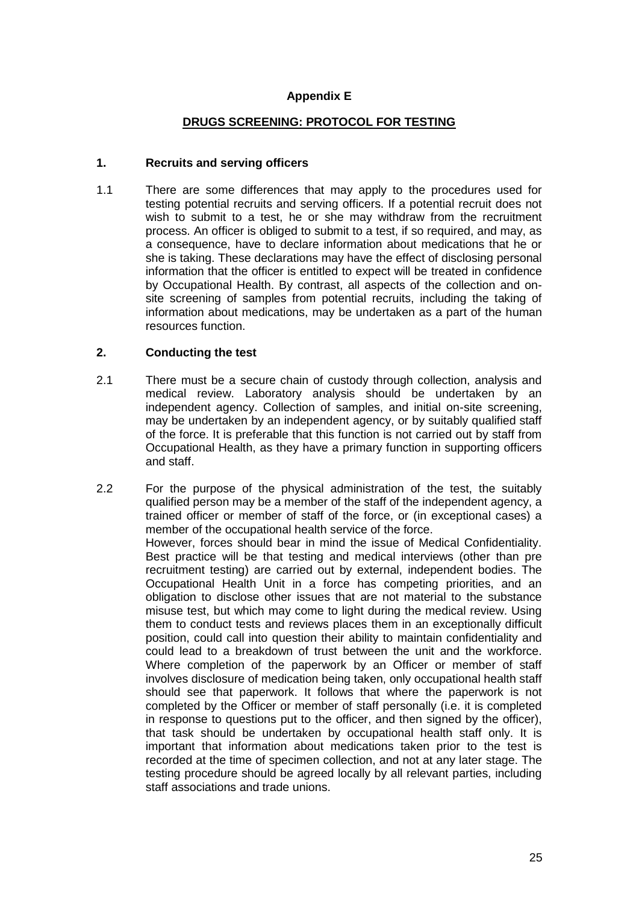## Appendix E

## DRUGS SCREENING: PROTOCOL FOR TESTING

### 1. Recruits and serving officers

1.1 There are some differences that may apply to the procedures used for testing potential recruits and serving officers. If a potential recruit does not wish to submit to a test, he or she may withdraw from the recruitment process. An officer is obliged to submit to a test, if so required, and may, as a consequence, have to declare information about medications that he or she is taking. These declarations may have the effect of disclosing personal information that the officer is entitled to expect will be treated in confidence by Occupational Health. By contrast, all aspects of the collection and on-site screening of samples from potential recruits, including the taking of information about medications, may be undertaken as a part of the human resources function.

### 2. Conducting the test

2.1 There must be a secure chain of custody through collection, analysis and medical review. Laboratory analysis should be undertaken by an independent agency. Collection of samples, and initial on-site screening, may be undertaken by an independent agency, or by suitably qualified staff of the force. It is preferable that this function is not carried out by staff from Occupational Health, as they have a primary function in supporting officers and staff.

2.2 For the purpose of the physical administration of the test, the suitably qualified person may be a member of the staff of the independent agency, a trained officer or member of staff of the force, or (in exceptional cases) a member of the occupational health service of the force.
However, forces should bear in mind the issue of Medical Confidentiality. Best practice will be that testing and medical interviews (other than pre recruitment testing) are carried out by external, independent bodies. The Occupational Health Unit in a force has competing priorities, and an obligation to disclose other issues that are not material to the substance misuse test, but which may come to light during the medical review. Using them to conduct tests and reviews places them in an exceptionally difficult position, could call into question their ability to maintain confidentiality and could lead to a breakdown of trust between the unit and the workforce. Where completion of the paperwork by an Officer or member of staff involves disclosure of medication being taken, only occupational health staff should see that paperwork. It follows that where the paperwork is not completed by the Officer or member of staff personally (i.e. it is completed in response to questions put to the officer, and then signed by the officer), that task should be undertaken by occupational health staff only. It is important that information about medications taken prior to the test is recorded at the time of specimen collection, and not at any later stage. The testing procedure should be agreed locally by all relevant parties, including staff associations and trade unions.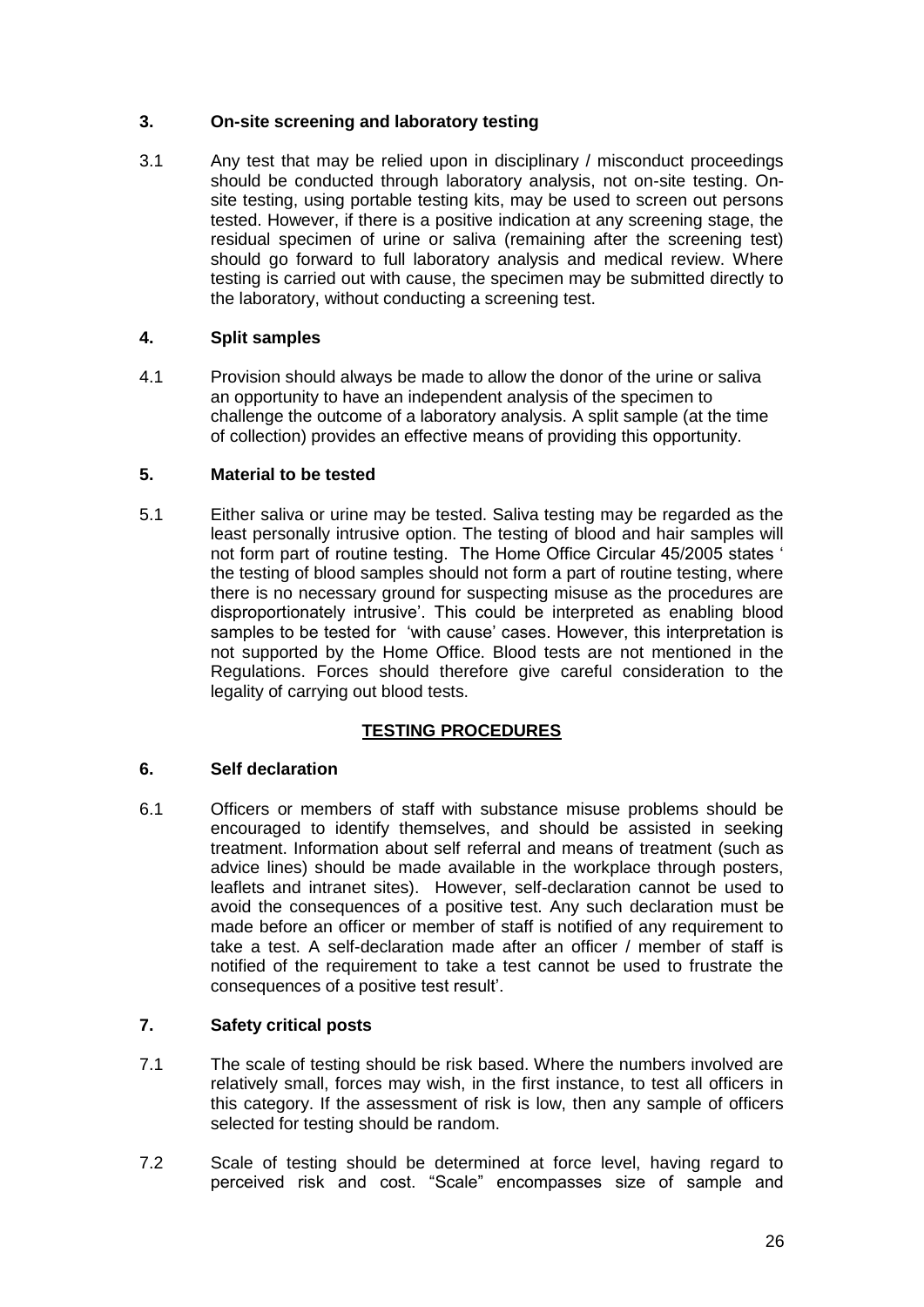### 3. On-site screening and laboratory testing

3.1 Any test that may be relied upon in disciplinary / misconduct proceedings should be conducted through laboratory analysis, not on-site testing. On-site testing, using portable testing kits, may be used to screen out persons tested. However, if there is a positive indication at any screening stage, the residual specimen of urine or saliva (remaining after the screening test) should go forward to full laboratory analysis and medical review. Where testing is carried out with cause, the specimen may be submitted directly to the laboratory, without conducting a screening test.

### 4. Split samples

4.1 Provision should always be made to allow the donor of the urine or saliva an opportunity to have an independent analysis of the specimen to challenge the outcome of a laboratory analysis. A split sample (at the time of collection) provides an effective means of providing this opportunity.

### 5. Material to be tested

5.1 Either saliva or urine may be tested. Saliva testing may be regarded as the least personally intrusive option. The testing of blood and hair samples will not form part of routine testing. The Home Office Circular 45/2005 states ' the testing of blood samples should not form a part of routine testing, where there is no necessary ground for suspecting misuse as the procedures are disproportionately intrusive'. This could be interpreted as enabling blood samples to be tested for 'with cause' cases. However, this interpretation is not supported by the Home Office. Blood tests are not mentioned in the Regulations. Forces should therefore give careful consideration to the legality of carrying out blood tests.

## TESTING PROCEDURES

### 6. Self declaration

6.1 Officers or members of staff with substance misuse problems should be encouraged to identify themselves, and should be assisted in seeking treatment. Information about self referral and means of treatment (such as advice lines) should be made available in the workplace through posters, leaflets and intranet sites). However, self-declaration cannot be used to avoid the consequences of a positive test. Any such declaration must be made before an officer or member of staff is notified of any requirement to take a test. A self-declaration made after an officer / member of staff is notified of the requirement to take a test cannot be used to frustrate the consequences of a positive test result'.

### 7. Safety critical posts

7.1 The scale of testing should be risk based. Where the numbers involved are relatively small, forces may wish, in the first instance, to test all officers in this category. If the assessment of risk is low, then any sample of officers selected for testing should be random.

7.2 Scale of testing should be determined at force level, having regard to perceived risk and cost. "Scale" encompasses size of sample and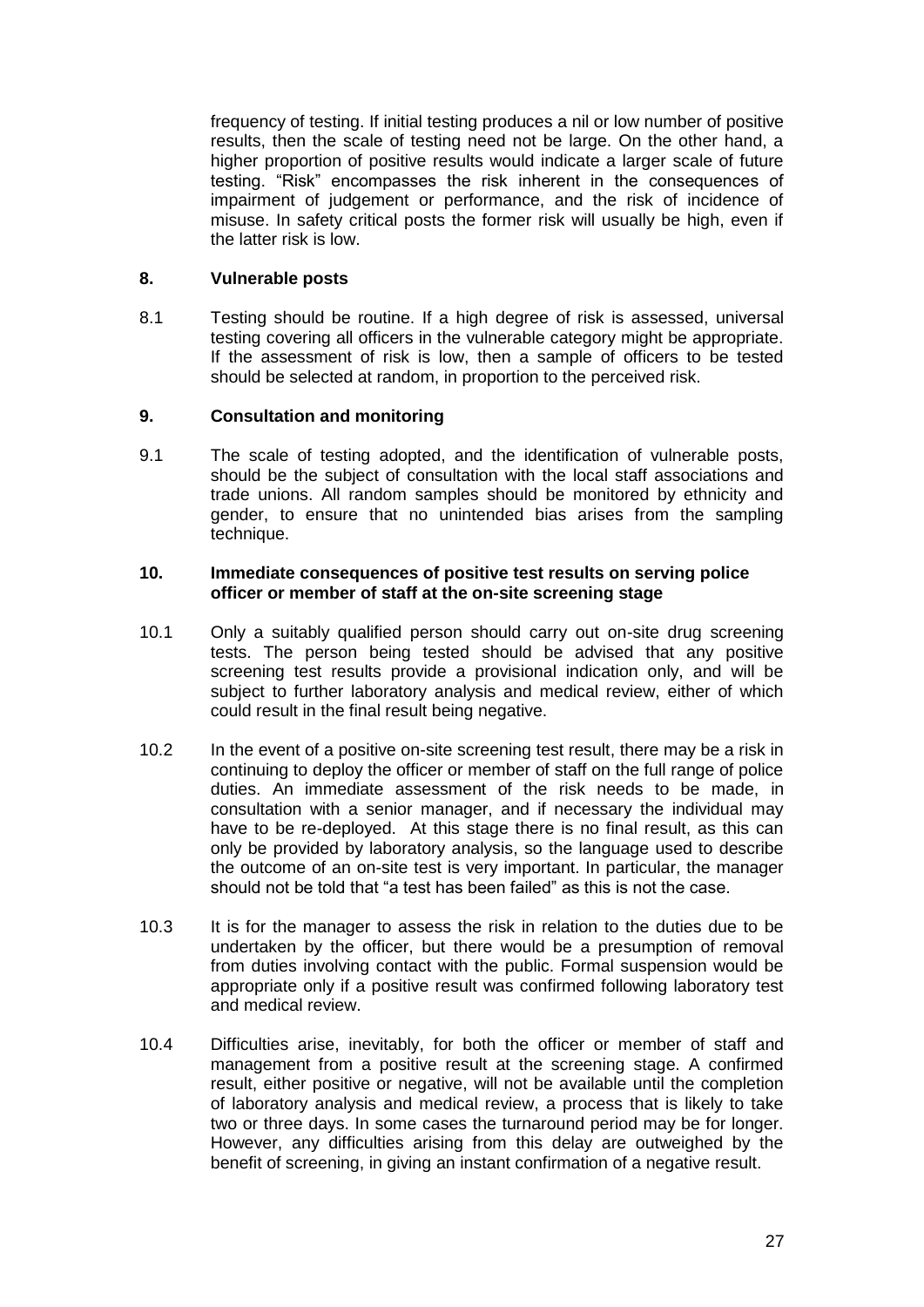frequency of testing. If initial testing produces a nil or low number of positive results, then the scale of testing need not be large. On the other hand, a higher proportion of positive results would indicate a larger scale of future testing. "Risk" encompasses the risk inherent in the consequences of impairment of judgement or performance, and the risk of incidence of misuse. In safety critical posts the former risk will usually be high, even if the latter risk is low.

## 8. Vulnerable posts

8.1 Testing should be routine. If a high degree of risk is assessed, universal testing covering all officers in the vulnerable category might be appropriate. If the assessment of risk is low, then a sample of officers to be tested should be selected at random, in proportion to the perceived risk.

## 9. Consultation and monitoring

9.1 The scale of testing adopted, and the identification of vulnerable posts, should be the subject of consultation with the local staff associations and trade unions. All random samples should be monitored by ethnicity and gender, to ensure that no unintended bias arises from the sampling technique.

## 10. Immediate consequences of positive test results on serving police officer or member of staff at the on-site screening stage

10.1 Only a suitably qualified person should carry out on-site drug screening tests. The person being tested should be advised that any positive screening test results provide a provisional indication only, and will be subject to further laboratory analysis and medical review, either of which could result in the final result being negative.

10.2 In the event of a positive on-site screening test result, there may be a risk in continuing to deploy the officer or member of staff on the full range of police duties. An immediate assessment of the risk needs to be made, in consultation with a senior manager, and if necessary the individual may have to be re-deployed. At this stage there is no final result, as this can only be provided by laboratory analysis, so the language used to describe the outcome of an on-site test is very important. In particular, the manager should not be told that "a test has been failed" as this is not the case.

10.3 It is for the manager to assess the risk in relation to the duties due to be undertaken by the officer, but there would be a presumption of removal from duties involving contact with the public. Formal suspension would be appropriate only if a positive result was confirmed following laboratory test and medical review.

10.4 Difficulties arise, inevitably, for both the officer or member of staff and management from a positive result at the screening stage. A confirmed result, either positive or negative, will not be available until the completion of laboratory analysis and medical review, a process that is likely to take two or three days. In some cases the turnaround period may be for longer. However, any difficulties arising from this delay are outweighed by the benefit of screening, in giving an instant confirmation of a negative result.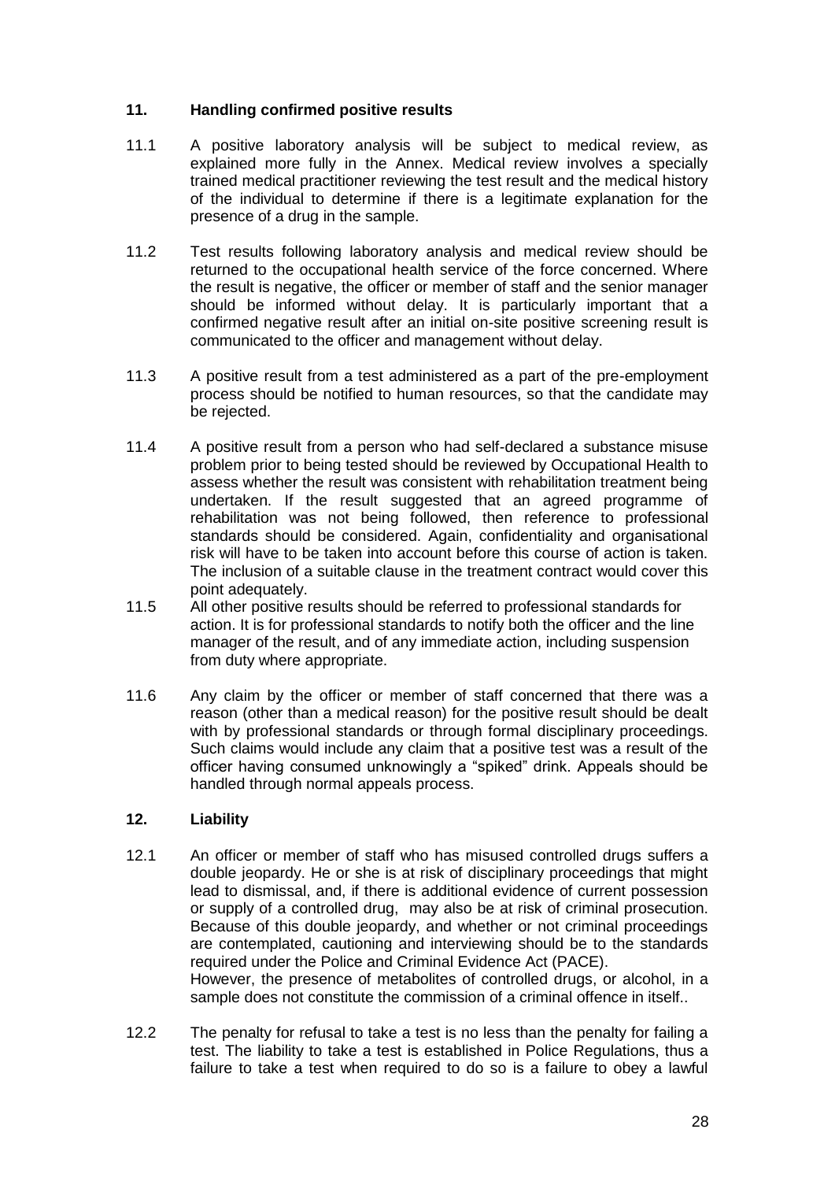## 11. Handling confirmed positive results

11.1 A positive laboratory analysis will be subject to medical review, as explained more fully in the Annex. Medical review involves a specially trained medical practitioner reviewing the test result and the medical history of the individual to determine if there is a legitimate explanation for the presence of a drug in the sample.

11.2 Test results following laboratory analysis and medical review should be returned to the occupational health service of the force concerned. Where the result is negative, the officer or member of staff and the senior manager should be informed without delay. It is particularly important that a confirmed negative result after an initial on-site positive screening result is communicated to the officer and management without delay.

11.3 A positive result from a test administered as a part of the pre-employment process should be notified to human resources, so that the candidate may be rejected.

11.4 A positive result from a person who had self-declared a substance misuse problem prior to being tested should be reviewed by Occupational Health to assess whether the result was consistent with rehabilitation treatment being undertaken. If the result suggested that an agreed programme of rehabilitation was not being followed, then reference to professional standards should be considered. Again, confidentiality and organisational risk will have to be taken into account before this course of action is taken. The inclusion of a suitable clause in the treatment contract would cover this point adequately.

11.5 All other positive results should be referred to professional standards for action. It is for professional standards to notify both the officer and the line manager of the result, and of any immediate action, including suspension from duty where appropriate.

11.6 Any claim by the officer or member of staff concerned that there was a reason (other than a medical reason) for the positive result should be dealt with by professional standards or through formal disciplinary proceedings. Such claims would include any claim that a positive test was a result of the officer having consumed unknowingly a "spiked" drink. Appeals should be handled through normal appeals process.

## 12. Liability

12.1 An officer or member of staff who has misused controlled drugs suffers a double jeopardy. He or she is at risk of disciplinary proceedings that might lead to dismissal, and, if there is additional evidence of current possession or supply of a controlled drug, may also be at risk of criminal prosecution. Because of this double jeopardy, and whether or not criminal proceedings are contemplated, cautioning and interviewing should be to the standards required under the Police and Criminal Evidence Act (PACE).
However, the presence of metabolites of controlled drugs, or alcohol, in a sample does not constitute the commission of a criminal offence in itself..

12.2 The penalty for refusal to take a test is no less than the penalty for failing a test. The liability to take a test is established in Police Regulations, thus a failure to take a test when required to do so is a failure to obey a lawful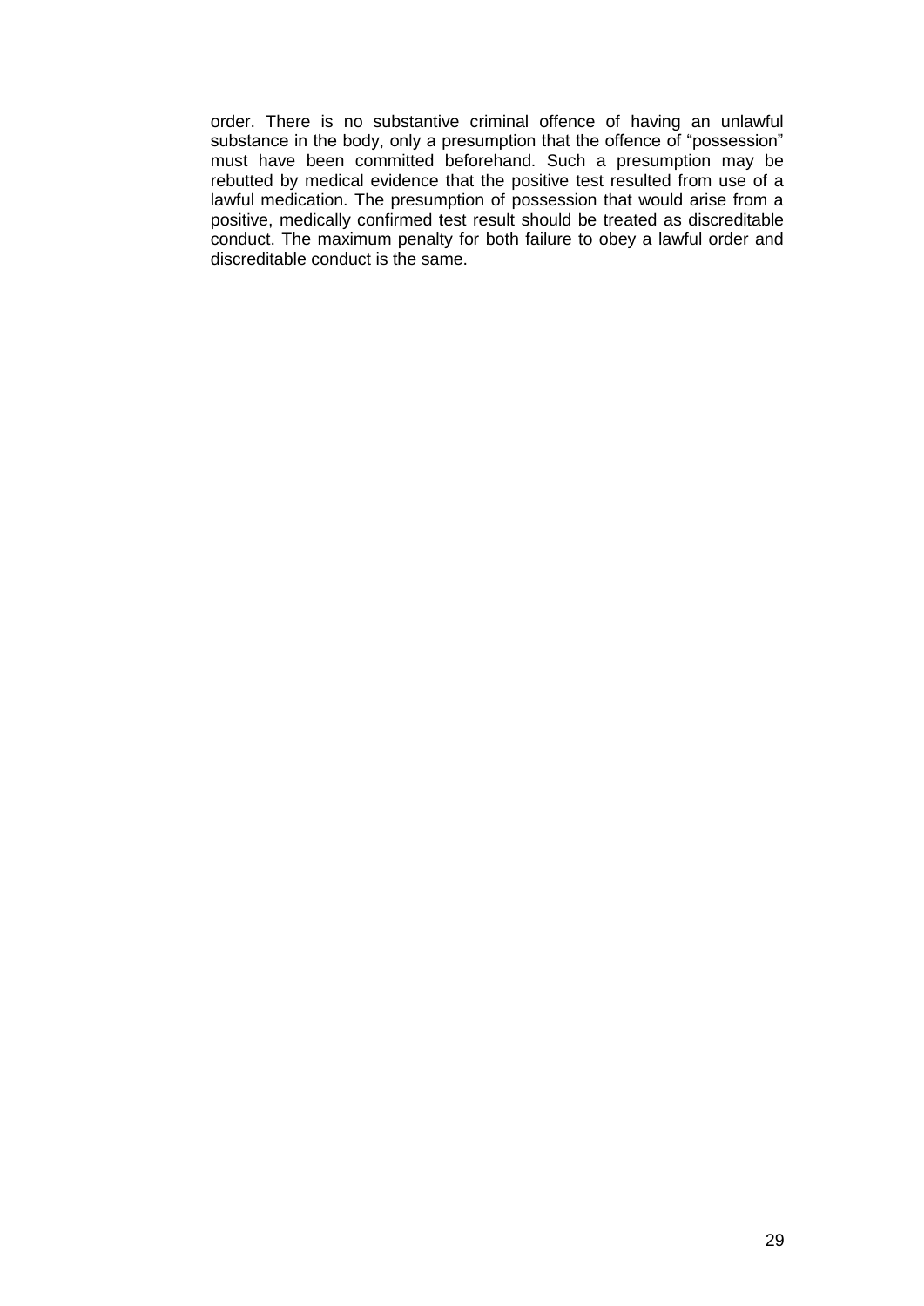order. There is no substantive criminal offence of having an unlawful substance in the body, only a presumption that the offence of "possession" must have been committed beforehand. Such a presumption may be rebutted by medical evidence that the positive test resulted from use of a lawful medication. The presumption of possession that would arise from a positive, medically confirmed test result should be treated as discreditable conduct. The maximum penalty for both failure to obey a lawful order and discreditable conduct is the same.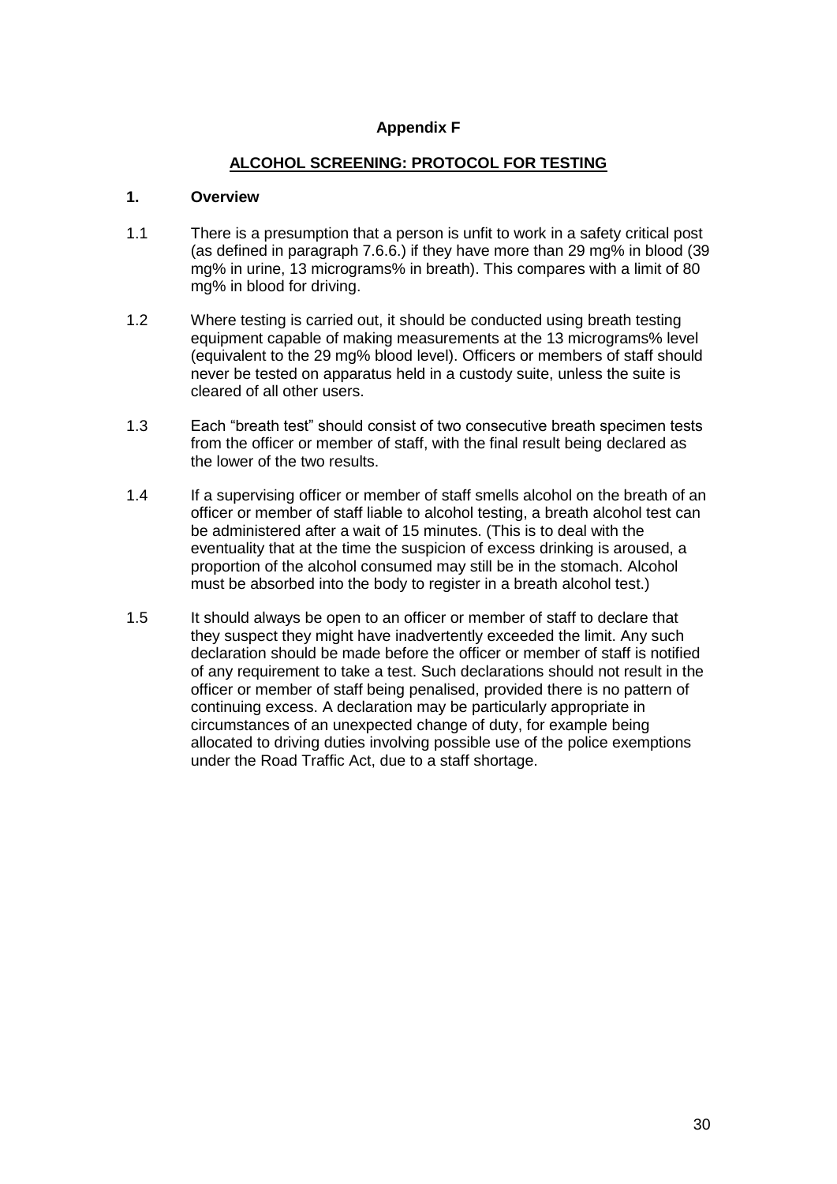**Appendix F**

## ALCOHOL SCREENING: PROTOCOL FOR TESTING

### 1. Overview

1.1 There is a presumption that a person is unfit to work in a safety critical post (as defined in paragraph 7.6.6.) if they have more than 29 mg% in blood (39 mg% in urine, 13 micrograms% in breath). This compares with a limit of 80 mg% in blood for driving.

1.2 Where testing is carried out, it should be conducted using breath testing equipment capable of making measurements at the 13 micrograms% level (equivalent to the 29 mg% blood level). Officers or members of staff should never be tested on apparatus held in a custody suite, unless the suite is cleared of all other users.

1.3 Each "breath test" should consist of two consecutive breath specimen tests from the officer or member of staff, with the final result being declared as the lower of the two results.

1.4 If a supervising officer or member of staff smells alcohol on the breath of an officer or member of staff liable to alcohol testing, a breath alcohol test can be administered after a wait of 15 minutes. (This is to deal with the eventuality that at the time the suspicion of excess drinking is aroused, a proportion of the alcohol consumed may still be in the stomach. Alcohol must be absorbed into the body to register in a breath alcohol test.)

1.5 It should always be open to an officer or member of staff to declare that they suspect they might have inadvertently exceeded the limit. Any such declaration should be made before the officer or member of staff is notified of any requirement to take a test. Such declarations should not result in the officer or member of staff being penalised, provided there is no pattern of continuing excess. A declaration may be particularly appropriate in circumstances of an unexpected change of duty, for example being allocated to driving duties involving possible use of the police exemptions under the Road Traffic Act, due to a staff shortage.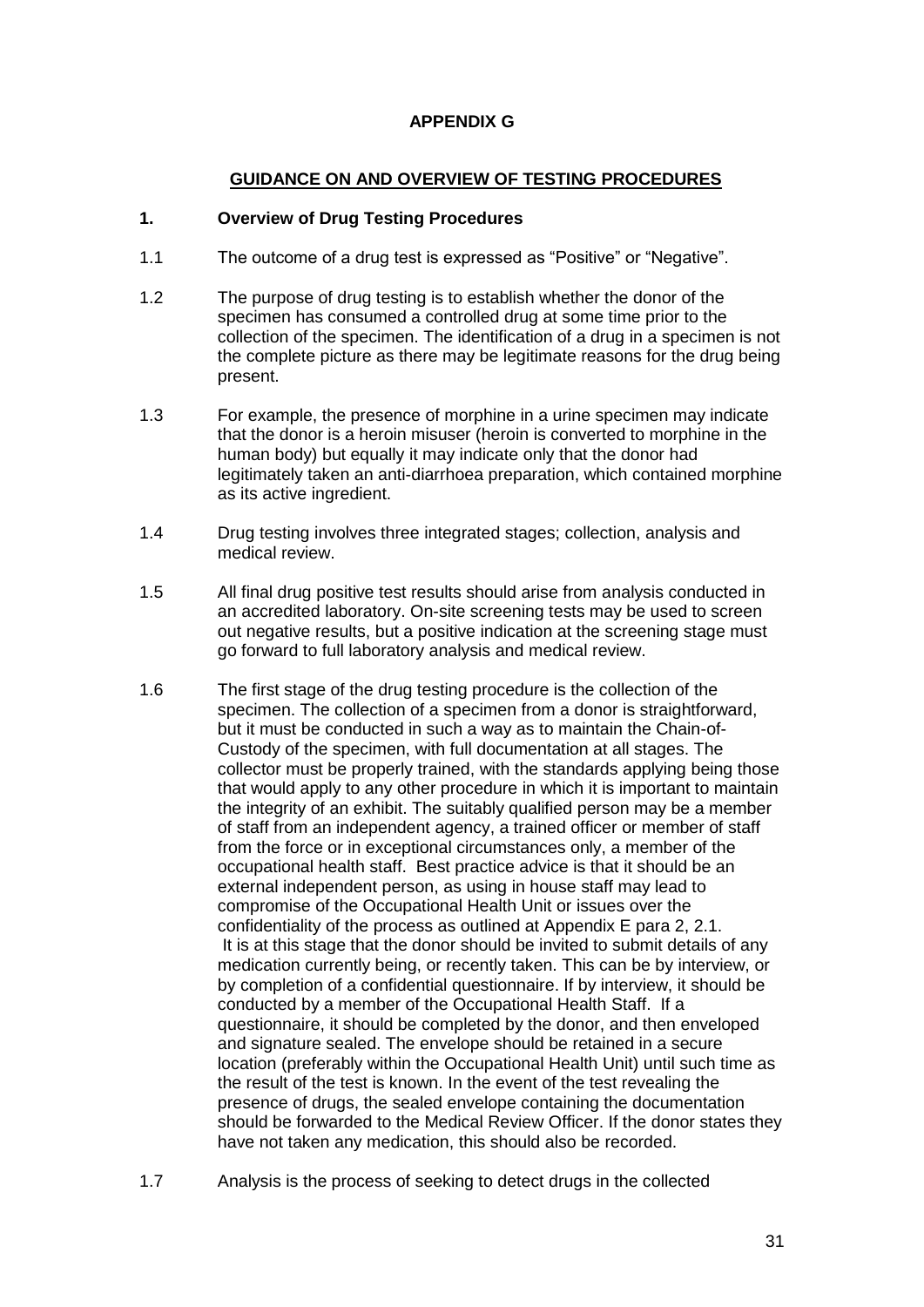**APPENDIX G**

**GUIDANCE ON AND OVERVIEW OF TESTING PROCEDURES**

**1. Overview of Drug Testing Procedures**

1.1 The outcome of a drug test is expressed as "Positive" or "Negative".

1.2 The purpose of drug testing is to establish whether the donor of the specimen has consumed a controlled drug at some time prior to the collection of the specimen. The identification of a drug in a specimen is not the complete picture as there may be legitimate reasons for the drug being present.

1.3 For example, the presence of morphine in a urine specimen may indicate that the donor is a heroin misuser (heroin is converted to morphine in the human body) but equally it may indicate only that the donor had legitimately taken an anti-diarrhoea preparation, which contained morphine as its active ingredient.

1.4 Drug testing involves three integrated stages; collection, analysis and medical review.

1.5 All final drug positive test results should arise from analysis conducted in an accredited laboratory. On-site screening tests may be used to screen out negative results, but a positive indication at the screening stage must go forward to full laboratory analysis and medical review.

1.6 The first stage of the drug testing procedure is the collection of the specimen. The collection of a specimen from a donor is straightforward, but it must be conducted in such a way as to maintain the Chain-of-Custody of the specimen, with full documentation at all stages. The collector must be properly trained, with the standards applying being those that would apply to any other procedure in which it is important to maintain the integrity of an exhibit. The suitably qualified person may be a member of staff from an independent agency, a trained officer or member of staff from the force or in exceptional circumstances only, a member of the occupational health staff. Best practice advice is that it should be an external independent person, as using in house staff may lead to compromise of the Occupational Health Unit or issues over the confidentiality of the process as outlined at Appendix E para 2, 2.1. It is at this stage that the donor should be invited to submit details of any medication currently being, or recently taken. This can be by interview, or by completion of a confidential questionnaire. If by interview, it should be conducted by a member of the Occupational Health Staff. If a questionnaire, it should be completed by the donor, and then enveloped and signature sealed. The envelope should be retained in a secure location (preferably within the Occupational Health Unit) until such time as the result of the test is known. In the event of the test revealing the presence of drugs, the sealed envelope containing the documentation should be forwarded to the Medical Review Officer. If the donor states they have not taken any medication, this should also be recorded.

1.7 Analysis is the process of seeking to detect drugs in the collected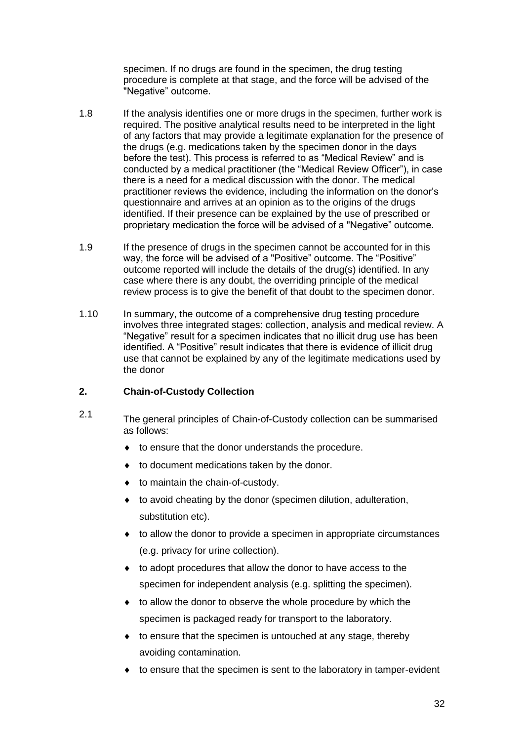specimen. If no drugs are found in the specimen, the drug testing procedure is complete at that stage, and the force will be advised of the "Negative" outcome.

1.8 If the analysis identifies one or more drugs in the specimen, further work is required. The positive analytical results need to be interpreted in the light of any factors that may provide a legitimate explanation for the presence of the drugs (e.g. medications taken by the specimen donor in the days before the test). This process is referred to as "Medical Review" and is conducted by a medical practitioner (the "Medical Review Officer"), in case there is a need for a medical discussion with the donor. The medical practitioner reviews the evidence, including the information on the donor's questionnaire and arrives at an opinion as to the origins of the drugs identified. If their presence can be explained by the use of prescribed or proprietary medication the force will be advised of a "Negative" outcome.

1.9 If the presence of drugs in the specimen cannot be accounted for in this way, the force will be advised of a "Positive" outcome. The "Positive" outcome reported will include the details of the drug(s) identified. In any case where there is any doubt, the overriding principle of the medical review process is to give the benefit of that doubt to the specimen donor.

1.10 In summary, the outcome of a comprehensive drug testing procedure involves three integrated stages: collection, analysis and medical review. A "Negative" result for a specimen indicates that no illicit drug use has been identified. A "Positive" result indicates that there is evidence of illicit drug use that cannot be explained by any of the legitimate medications used by the donor

## 2. Chain-of-Custody Collection

2.1 The general principles of Chain-of-Custody collection can be summarised as follows:

- to ensure that the donor understands the procedure.
- to document medications taken by the donor.
- to maintain the chain-of-custody.
- to avoid cheating by the donor (specimen dilution, adulteration, substitution etc).
- to allow the donor to provide a specimen in appropriate circumstances (e.g. privacy for urine collection).
- to adopt procedures that allow the donor to have access to the specimen for independent analysis (e.g. splitting the specimen).
- to allow the donor to observe the whole procedure by which the specimen is packaged ready for transport to the laboratory.
- to ensure that the specimen is untouched at any stage, thereby avoiding contamination.
- to ensure that the specimen is sent to the laboratory in tamper-evident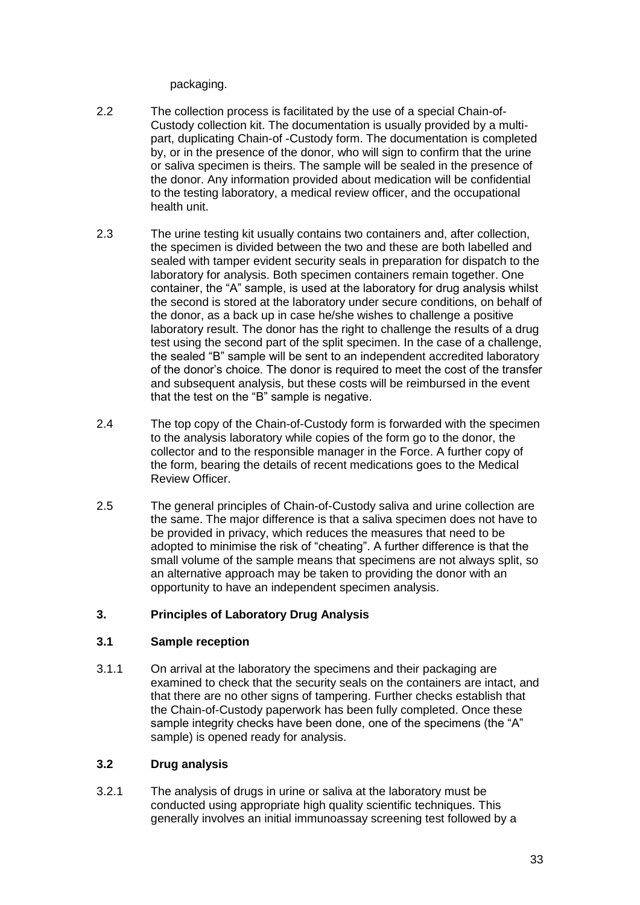packaging.

2.2 The collection process is facilitated by the use of a special Chain-of-Custody collection kit. The documentation is usually provided by a multi-part, duplicating Chain-of -Custody form. The documentation is completed by, or in the presence of the donor, who will sign to confirm that the urine or saliva specimen is theirs. The sample will be sealed in the presence of the donor. Any information provided about medication will be confidential to the testing laboratory, a medical review officer, and the occupational health unit.

2.3 The urine testing kit usually contains two containers and, after collection, the specimen is divided between the two and these are both labelled and sealed with tamper evident security seals in preparation for dispatch to the laboratory for analysis. Both specimen containers remain together. One container, the "A" sample, is used at the laboratory for drug analysis whilst the second is stored at the laboratory under secure conditions, on behalf of the donor, as a back up in case he/she wishes to challenge a positive laboratory result. The donor has the right to challenge the results of a drug test using the second part of the split specimen. In the case of a challenge, the sealed "B" sample will be sent to an independent accredited laboratory of the donor's choice. The donor is required to meet the cost of the transfer and subsequent analysis, but these costs will be reimbursed in the event that the test on the "B" sample is negative.

2.4 The top copy of the Chain-of-Custody form is forwarded with the specimen to the analysis laboratory while copies of the form go to the donor, the collector and to the responsible manager in the Force. A further copy of the form, bearing the details of recent medications goes to the Medical Review Officer.

2.5 The general principles of Chain-of-Custody saliva and urine collection are the same. The major difference is that a saliva specimen does not have to be provided in privacy, which reduces the measures that need to be adopted to minimise the risk of "cheating". A further difference is that the small volume of the sample means that specimens are not always split, so an alternative approach may be taken to providing the donor with an opportunity to have an independent specimen analysis.

## 3. Principles of Laboratory Drug Analysis

### 3.1 Sample reception

3.1.1 On arrival at the laboratory the specimens and their packaging are examined to check that the security seals on the containers are intact, and that there are no other signs of tampering. Further checks establish that the Chain-of-Custody paperwork has been fully completed. Once these sample integrity checks have been done, one of the specimens (the "A" sample) is opened ready for analysis.

### 3.2 Drug analysis

3.2.1 The analysis of drugs in urine or saliva at the laboratory must be conducted using appropriate high quality scientific techniques. This generally involves an initial immunoassay screening test followed by a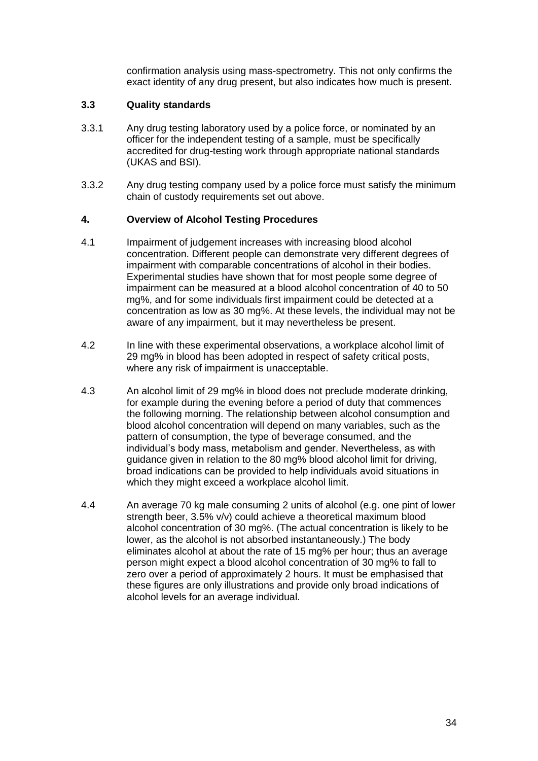confirmation analysis using mass-spectrometry. This not only confirms the exact identity of any drug present, but also indicates how much is present.

### 3.3 Quality standards

3.3.1 Any drug testing laboratory used by a police force, or nominated by an officer for the independent testing of a sample, must be specifically accredited for drug-testing work through appropriate national standards (UKAS and BSI).

3.3.2 Any drug testing company used by a police force must satisfy the minimum chain of custody requirements set out above.

## 4. Overview of Alcohol Testing Procedures

4.1 Impairment of judgement increases with increasing blood alcohol concentration. Different people can demonstrate very different degrees of impairment with comparable concentrations of alcohol in their bodies. Experimental studies have shown that for most people some degree of impairment can be measured at a blood alcohol concentration of 40 to 50 mg%, and for some individuals first impairment could be detected at a concentration as low as 30 mg%. At these levels, the individual may not be aware of any impairment, but it may nevertheless be present.

4.2 In line with these experimental observations, a workplace alcohol limit of 29 mg% in blood has been adopted in respect of safety critical posts, where any risk of impairment is unacceptable.

4.3 An alcohol limit of 29 mg% in blood does not preclude moderate drinking, for example during the evening before a period of duty that commences the following morning. The relationship between alcohol consumption and blood alcohol concentration will depend on many variables, such as the pattern of consumption, the type of beverage consumed, and the individual's body mass, metabolism and gender. Nevertheless, as with guidance given in relation to the 80 mg% blood alcohol limit for driving, broad indications can be provided to help individuals avoid situations in which they might exceed a workplace alcohol limit.

4.4 An average 70 kg male consuming 2 units of alcohol (e.g. one pint of lower strength beer, 3.5% v/v) could achieve a theoretical maximum blood alcohol concentration of 30 mg%. (The actual concentration is likely to be lower, as the alcohol is not absorbed instantaneously.) The body eliminates alcohol at about the rate of 15 mg% per hour; thus an average person might expect a blood alcohol concentration of 30 mg% to fall to zero over a period of approximately 2 hours. It must be emphasised that these figures are only illustrations and provide only broad indications of alcohol levels for an average individual.